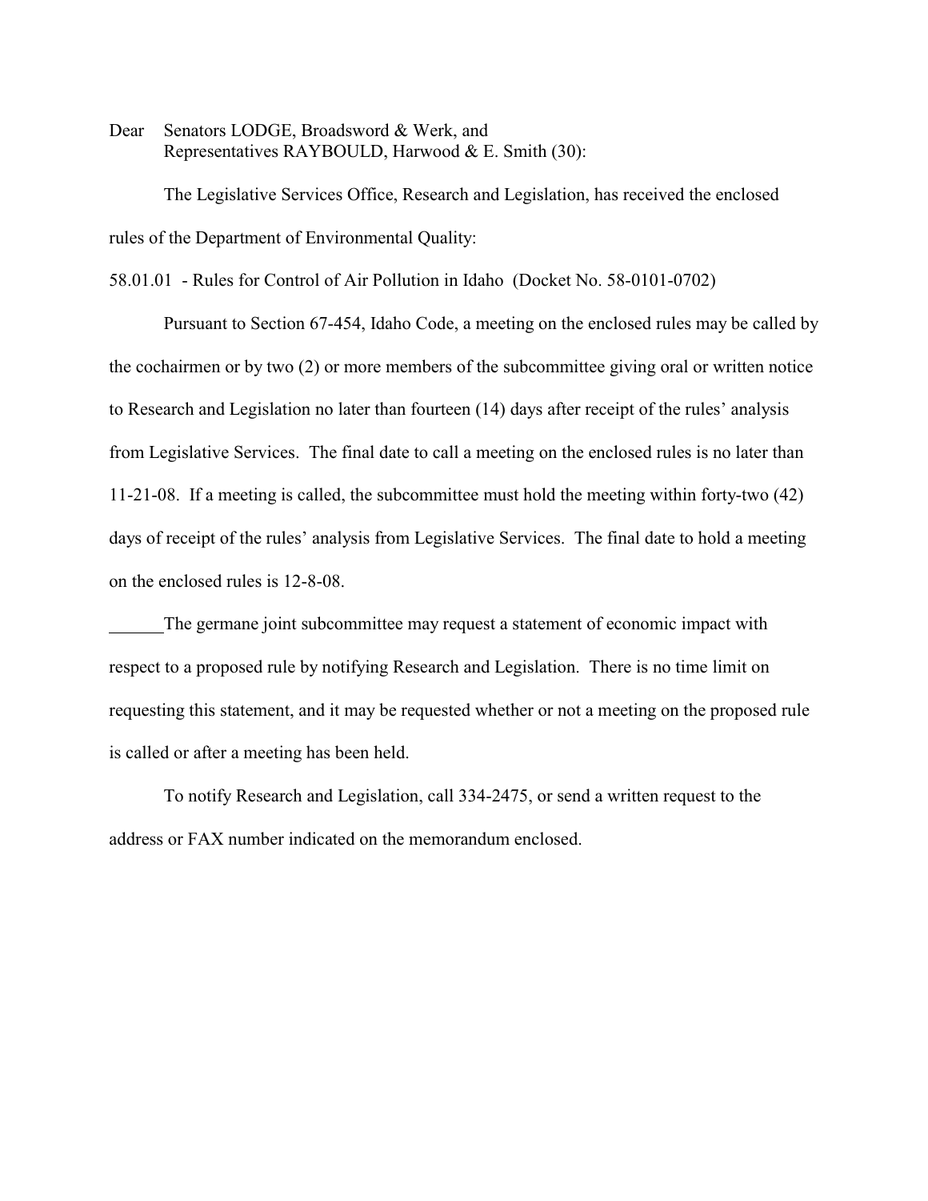Dear Senators LODGE, Broadsword & Werk, and
Representatives RAYBOULD, Harwood & E. Smith (30):

The Legislative Services Office, Research and Legislation, has received the enclosed rules of the Department of Environmental Quality:

58.01.01 - Rules for Control of Air Pollution in Idaho (Docket No. 58-0101-0702)

Pursuant to Section 67-454, Idaho Code, a meeting on the enclosed rules may be called by the cochairmen or by two (2) or more members of the subcommittee giving oral or written notice to Research and Legislation no later than fourteen (14) days after receipt of the rules' analysis from Legislative Services. The final date to call a meeting on the enclosed rules is no later than 11-21-08. If a meeting is called, the subcommittee must hold the meeting within forty-two (42) days of receipt of the rules' analysis from Legislative Services. The final date to hold a meeting on the enclosed rules is 12-8-08.

______The germane joint subcommittee may request a statement of economic impact with respect to a proposed rule by notifying Research and Legislation. There is no time limit on requesting this statement, and it may be requested whether or not a meeting on the proposed rule is called or after a meeting has been held.

To notify Research and Legislation, call 334-2475, or send a written request to the address or FAX number indicated on the memorandum enclosed.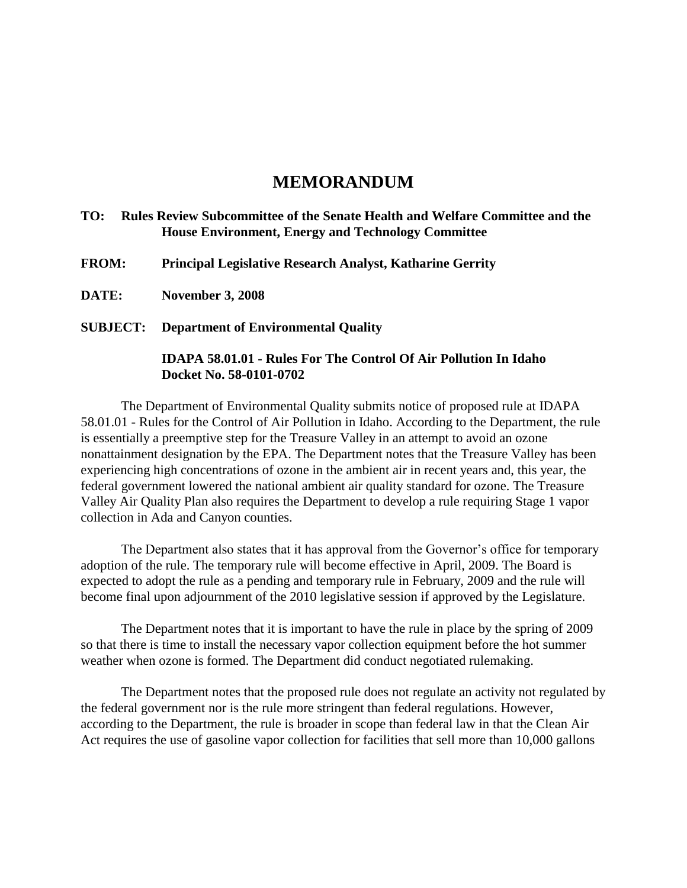# MEMORANDUM

**TO: Rules Review Subcommittee of the Senate Health and Welfare Committee and the House Environment, Energy and Technology Committee**

**FROM: Principal Legislative Research Analyst, Katharine Gerrity**

**DATE: November 3, 2008**

**SUBJECT: Department of Environmental Quality**

**IDAPA 58.01.01 - Rules For The Control Of Air Pollution In Idaho**
**Docket No. 58-0101-0702**

The Department of Environmental Quality submits notice of proposed rule at IDAPA 58.01.01 - Rules for the Control of Air Pollution in Idaho. According to the Department, the rule is essentially a preemptive step for the Treasure Valley in an attempt to avoid an ozone nonattainment designation by the EPA. The Department notes that the Treasure Valley has been experiencing high concentrations of ozone in the ambient air in recent years and, this year, the federal government lowered the national ambient air quality standard for ozone. The Treasure Valley Air Quality Plan also requires the Department to develop a rule requiring Stage 1 vapor collection in Ada and Canyon counties.

The Department also states that it has approval from the Governor's office for temporary adoption of the rule. The temporary rule will become effective in April, 2009. The Board is expected to adopt the rule as a pending and temporary rule in February, 2009 and the rule will become final upon adjournment of the 2010 legislative session if approved by the Legislature.

The Department notes that it is important to have the rule in place by the spring of 2009 so that there is time to install the necessary vapor collection equipment before the hot summer weather when ozone is formed. The Department did conduct negotiated rulemaking.

The Department notes that the proposed rule does not regulate an activity not regulated by the federal government nor is the rule more stringent than federal regulations. However, according to the Department, the rule is broader in scope than federal law in that the Clean Air Act requires the use of gasoline vapor collection for facilities that sell more than 10,000 gallons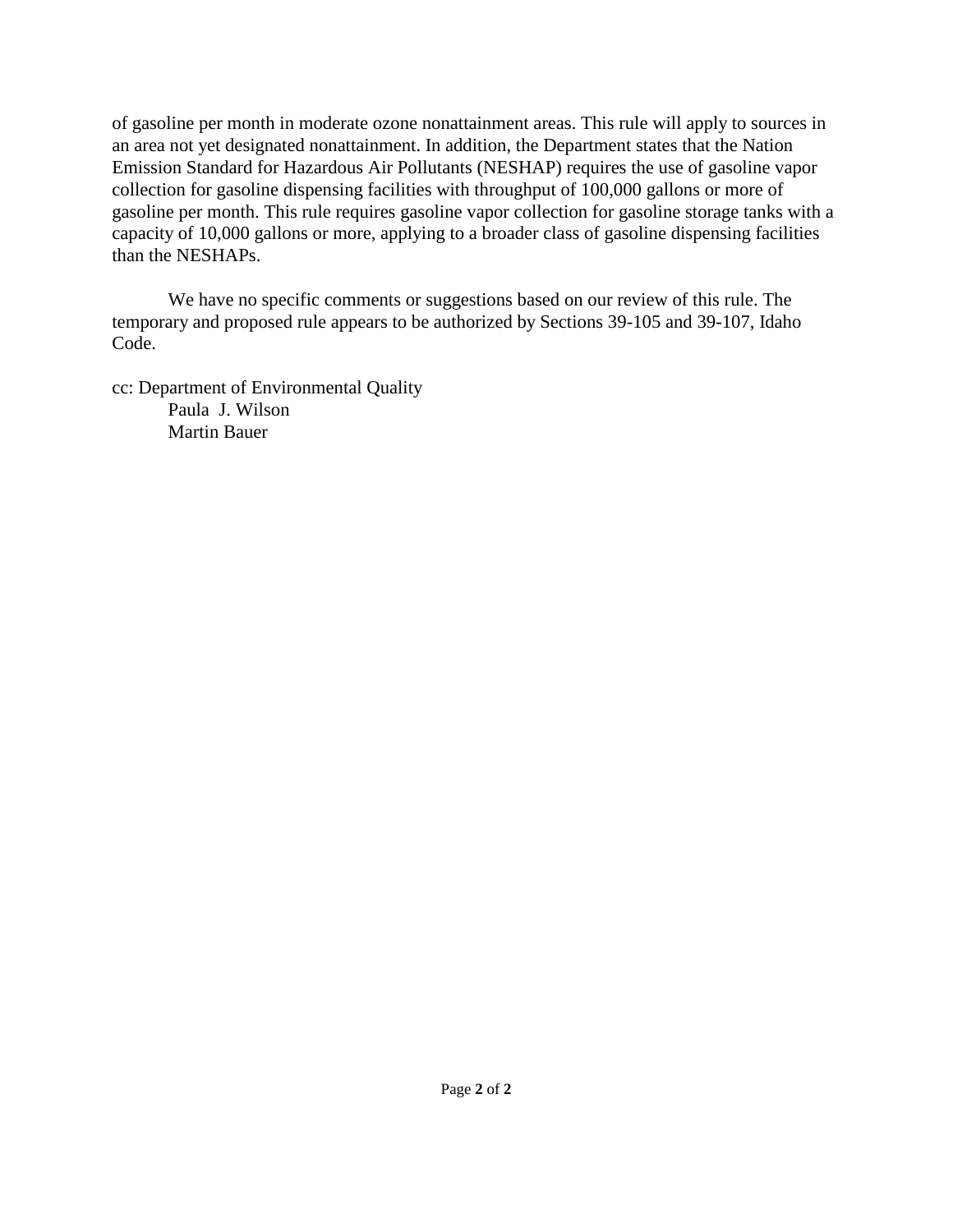of gasoline per month in moderate ozone nonattainment areas. This rule will apply to sources in an area not yet designated nonattainment. In addition, the Department states that the Nation Emission Standard for Hazardous Air Pollutants (NESHAP) requires the use of gasoline vapor collection for gasoline dispensing facilities with throughput of 100,000 gallons or more of gasoline per month. This rule requires gasoline vapor collection for gasoline storage tanks with a capacity of 10,000 gallons or more, applying to a broader class of gasoline dispensing facilities than the NESHAPs.

We have no specific comments or suggestions based on our review of this rule. The temporary and proposed rule appears to be authorized by Sections 39-105 and 39-107, Idaho Code.

cc: Department of Environmental Quality
Paula J. Wilson
Martin Bauer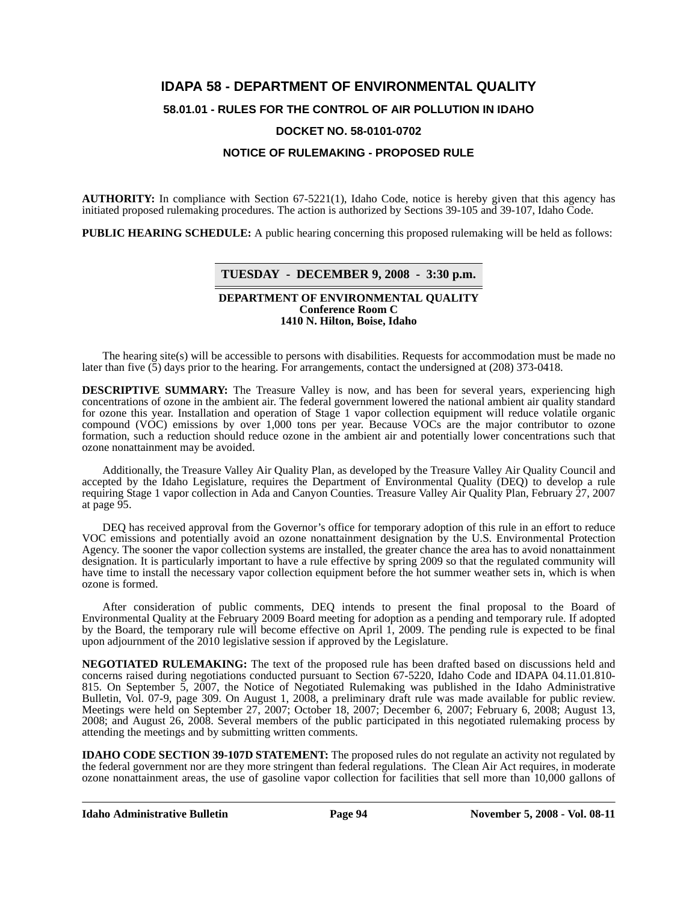# IDAPA 58 - DEPARTMENT OF ENVIRONMENTAL QUALITY

## 58.01.01 - RULES FOR THE CONTROL OF AIR POLLUTION IN IDAHO

## DOCKET NO. 58-0101-0702

## NOTICE OF RULEMAKING - PROPOSED RULE

**AUTHORITY:** In compliance with Section 67-5221(1), Idaho Code, notice is hereby given that this agency has initiated proposed rulemaking procedures. The action is authorized by Sections 39-105 and 39-107, Idaho Code.

**PUBLIC HEARING SCHEDULE:** A public hearing concerning this proposed rulemaking will be held as follows:

**TUESDAY - DECEMBER 9, 2008 - 3:30 p.m.**

**DEPARTMENT OF ENVIRONMENTAL QUALITY**
**Conference Room C**
**1410 N. Hilton, Boise, Idaho**

The hearing site(s) will be accessible to persons with disabilities. Requests for accommodation must be made no later than five (5) days prior to the hearing. For arrangements, contact the undersigned at (208) 373-0418.

**DESCRIPTIVE SUMMARY:** The Treasure Valley is now, and has been for several years, experiencing high concentrations of ozone in the ambient air. The federal government lowered the national ambient air quality standard for ozone this year. Installation and operation of Stage 1 vapor collection equipment will reduce volatile organic compound (VOC) emissions by over 1,000 tons per year. Because VOCs are the major contributor to ozone formation, such a reduction should reduce ozone in the ambient air and potentially lower concentrations such that ozone nonattainment may be avoided.

Additionally, the Treasure Valley Air Quality Plan, as developed by the Treasure Valley Air Quality Council and accepted by the Idaho Legislature, requires the Department of Environmental Quality (DEQ) to develop a rule requiring Stage 1 vapor collection in Ada and Canyon Counties. Treasure Valley Air Quality Plan, February 27, 2007 at page 95.

DEQ has received approval from the Governor's office for temporary adoption of this rule in an effort to reduce VOC emissions and potentially avoid an ozone nonattainment designation by the U.S. Environmental Protection Agency. The sooner the vapor collection systems are installed, the greater chance the area has to avoid nonattainment designation. It is particularly important to have a rule effective by spring 2009 so that the regulated community will have time to install the necessary vapor collection equipment before the hot summer weather sets in, which is when ozone is formed.

After consideration of public comments, DEQ intends to present the final proposal to the Board of Environmental Quality at the February 2009 Board meeting for adoption as a pending and temporary rule. If adopted by the Board, the temporary rule will become effective on April 1, 2009. The pending rule is expected to be final upon adjournment of the 2010 legislative session if approved by the Legislature.

**NEGOTIATED RULEMAKING:** The text of the proposed rule has been drafted based on discussions held and concerns raised during negotiations conducted pursuant to Section 67-5220, Idaho Code and IDAPA 04.11.01.810-815. On September 5, 2007, the Notice of Negotiated Rulemaking was published in the Idaho Administrative Bulletin, Vol. 07-9, page 309. On August 1, 2008, a preliminary draft rule was made available for public review. Meetings were held on September 27, 2007; October 18, 2007; December 6, 2007; February 6, 2008; August 13, 2008; and August 26, 2008. Several members of the public participated in this negotiated rulemaking process by attending the meetings and by submitting written comments.

**IDAHO CODE SECTION 39-107D STATEMENT:** The proposed rules do not regulate an activity not regulated by the federal government nor are they more stringent than federal regulations. The Clean Air Act requires, in moderate ozone nonattainment areas, the use of gasoline vapor collection for facilities that sell more than 10,000 gallons of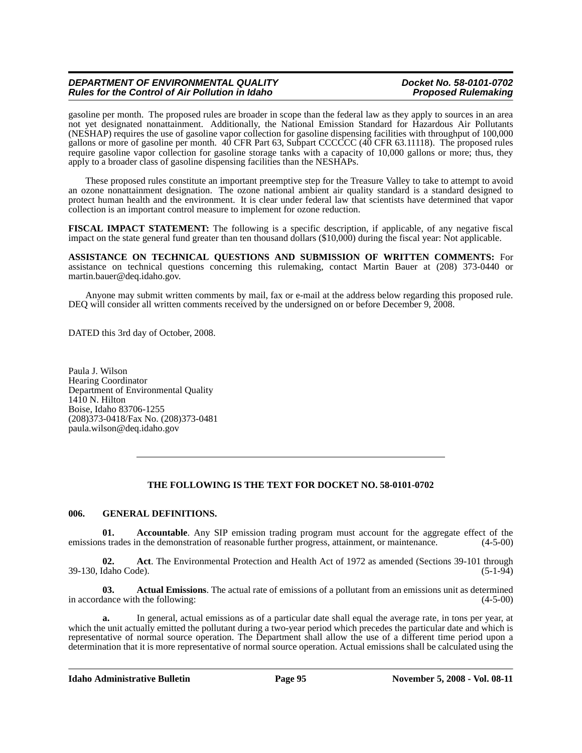gasoline per month. The proposed rules are broader in scope than the federal law as they apply to sources in an area not yet designated nonattainment. Additionally, the National Emission Standard for Hazardous Air Pollutants (NESHAP) requires the use of gasoline vapor collection for gasoline dispensing facilities with throughput of 100,000 gallons or more of gasoline per month. 40 CFR Part 63, Subpart CCCCCC (40 CFR 63.11118). The proposed rules require gasoline vapor collection for gasoline storage tanks with a capacity of 10,000 gallons or more; thus, they apply to a broader class of gasoline dispensing facilities than the NESHAPs.

These proposed rules constitute an important preemptive step for the Treasure Valley to take to attempt to avoid an ozone nonattainment designation. The ozone national ambient air quality standard is a standard designed to protect human health and the environment. It is clear under federal law that scientists have determined that vapor collection is an important control measure to implement for ozone reduction.

**FISCAL IMPACT STATEMENT:** The following is a specific description, if applicable, of any negative fiscal impact on the state general fund greater than ten thousand dollars ($10,000) during the fiscal year: Not applicable.

**ASSISTANCE ON TECHNICAL QUESTIONS AND SUBMISSION OF WRITTEN COMMENTS:** For assistance on technical questions concerning this rulemaking, contact Martin Bauer at (208) 373-0440 or martin.bauer@deq.idaho.gov.

Anyone may submit written comments by mail, fax or e-mail at the address below regarding this proposed rule. DEQ will consider all written comments received by the undersigned on or before December 9, 2008.

DATED this 3rd day of October, 2008.

Paula J. Wilson
Hearing Coordinator
Department of Environmental Quality
1410 N. Hilton
Boise, Idaho 83706-1255
(208)373-0418/Fax No. (208)373-0481
paula.wilson@deq.idaho.gov

---

**THE FOLLOWING IS THE TEXT FOR DOCKET NO. 58-0101-0702**

**006. GENERAL DEFINITIONS.**

**01. Accountable**. Any SIP emission trading program must account for the aggregate effect of the emissions trades in the demonstration of reasonable further progress, attainment, or maintenance. (4-5-00)

**02. Act**. The Environmental Protection and Health Act of 1972 as amended (Sections 39-101 through 39-130, Idaho Code). (5-1-94)

**03. Actual Emissions**. The actual rate of emissions of a pollutant from an emissions unit as determined in accordance with the following: (4-5-00)

**a.** In general, actual emissions as of a particular date shall equal the average rate, in tons per year, at which the unit actually emitted the pollutant during a two-year period which precedes the particular date and which is representative of normal source operation. The Department shall allow the use of a different time period upon a determination that it is more representative of normal source operation. Actual emissions shall be calculated using the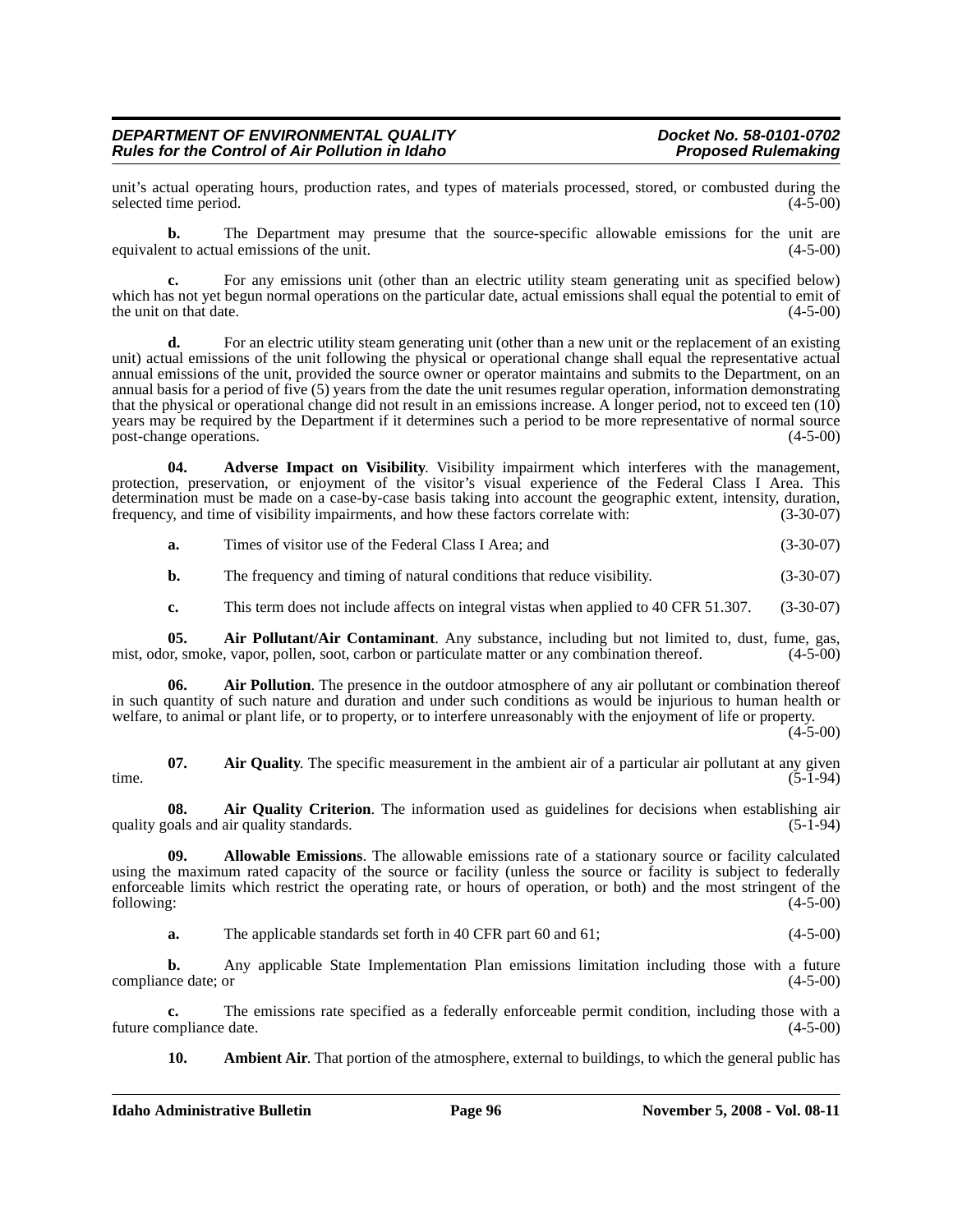unit's actual operating hours, production rates, and types of materials processed, stored, or combusted during the selected time period. (4-5-00)

**b.** The Department may presume that the source-specific allowable emissions for the unit are equivalent to actual emissions of the unit. (4-5-00)

**c.** For any emissions unit (other than an electric utility steam generating unit as specified below) which has not yet begun normal operations on the particular date, actual emissions shall equal the potential to emit of the unit on that date. (4-5-00)

**d.** For an electric utility steam generating unit (other than a new unit or the replacement of an existing unit) actual emissions of the unit following the physical or operational change shall equal the representative actual annual emissions of the unit, provided the source owner or operator maintains and submits to the Department, on an annual basis for a period of five (5) years from the date the unit resumes regular operation, information demonstrating that the physical or operational change did not result in an emissions increase. A longer period, not to exceed ten (10) years may be required by the Department if it determines such a period to be more representative of normal source post-change operations. (4-5-00)

**04. Adverse Impact on Visibility**. Visibility impairment which interferes with the management, protection, preservation, or enjoyment of the visitor's visual experience of the Federal Class I Area. This determination must be made on a case-by-case basis taking into account the geographic extent, intensity, duration, frequency, and time of visibility impairments, and how these factors correlate with: (3-30-07)

**a.** Times of visitor use of the Federal Class I Area; and (3-30-07)

**b.** The frequency and timing of natural conditions that reduce visibility. (3-30-07)

**c.** This term does not include affects on integral vistas when applied to 40 CFR 51.307. (3-30-07)

**05. Air Pollutant/Air Contaminant**. Any substance, including but not limited to, dust, fume, gas, mist, odor, smoke, vapor, pollen, soot, carbon or particulate matter or any combination thereof. (4-5-00)

**06. Air Pollution**. The presence in the outdoor atmosphere of any air pollutant or combination thereof in such quantity of such nature and duration and under such conditions as would be injurious to human health or welfare, to animal or plant life, or to property, or to interfere unreasonably with the enjoyment of life or property. (4-5-00)

**07. Air Quality**. The specific measurement in the ambient air of a particular air pollutant at any given time. (5-1-94)

**08. Air Quality Criterion**. The information used as guidelines for decisions when establishing air quality goals and air quality standards. (5-1-94)

**09. Allowable Emissions**. The allowable emissions rate of a stationary source or facility calculated using the maximum rated capacity of the source or facility (unless the source or facility is subject to federally enforceable limits which restrict the operating rate, or hours of operation, or both) and the most stringent of the following: (4-5-00)

**a.** The applicable standards set forth in 40 CFR part 60 and 61; (4-5-00)

**b.** Any applicable State Implementation Plan emissions limitation including those with a future compliance date; or (4-5-00)

**c.** The emissions rate specified as a federally enforceable permit condition, including those with a future compliance date. (4-5-00)

**10. Ambient Air**. That portion of the atmosphere, external to buildings, to which the general public has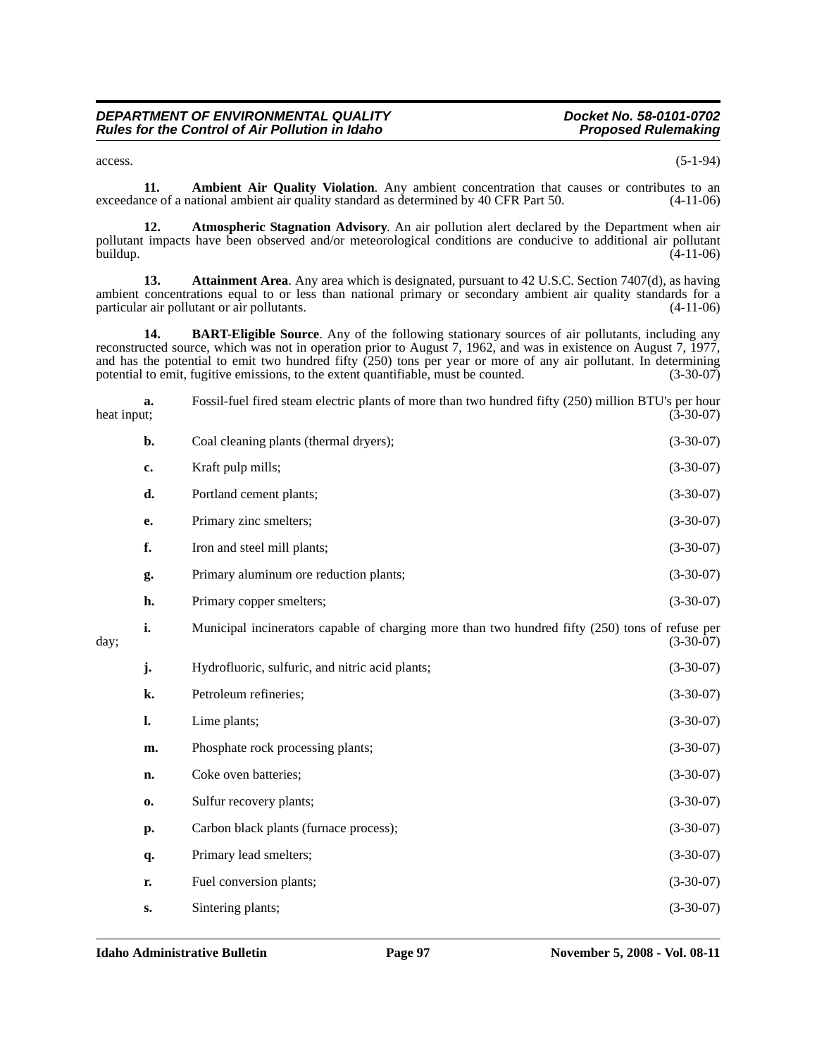access. (5-1-94)

**11. Ambient Air Quality Violation**. Any ambient concentration that causes or contributes to an exceedance of a national ambient air quality standard as determined by 40 CFR Part 50. (4-11-06)

**12. Atmospheric Stagnation Advisory**. An air pollution alert declared by the Department when air pollutant impacts have been observed and/or meteorological conditions are conducive to additional air pollutant buildup. (4-11-06)

**13. Attainment Area**. Any area which is designated, pursuant to 42 U.S.C. Section 7407(d), as having ambient concentrations equal to or less than national primary or secondary ambient air quality standards for a particular air pollutant or air pollutants. (4-11-06)

**14. BART-Eligible Source**. Any of the following stationary sources of air pollutants, including any reconstructed source, which was not in operation prior to August 7, 1962, and was in existence on August 7, 1977, and has the potential to emit two hundred fifty (250) tons per year or more of any air pollutant. In determining potential to emit, fugitive emissions, to the extent quantifiable, must be counted. (3-30-07)

**a.** Fossil-fuel fired steam electric plants of more than two hundred fifty (250) million BTU's per hour heat input; (3-30-07)

**b.** Coal cleaning plants (thermal dryers); (3-30-07)

**c.** Kraft pulp mills; (3-30-07)

**d.** Portland cement plants; (3-30-07)

**e.** Primary zinc smelters; (3-30-07)

**f.** Iron and steel mill plants; (3-30-07)

**g.** Primary aluminum ore reduction plants; (3-30-07)

**h.** Primary copper smelters; (3-30-07)

**i.** Municipal incinerators capable of charging more than two hundred fifty (250) tons of refuse per day; (3-30-07)

**j.** Hydrofluoric, sulfuric, and nitric acid plants; (3-30-07)

**k.** Petroleum refineries; (3-30-07)

**l.** Lime plants; (3-30-07)

**m.** Phosphate rock processing plants; (3-30-07)

**n.** Coke oven batteries; (3-30-07)

**o.** Sulfur recovery plants; (3-30-07)

**p.** Carbon black plants (furnace process); (3-30-07)

**q.** Primary lead smelters; (3-30-07)

**r.** Fuel conversion plants; (3-30-07)

**s.** Sintering plants; (3-30-07)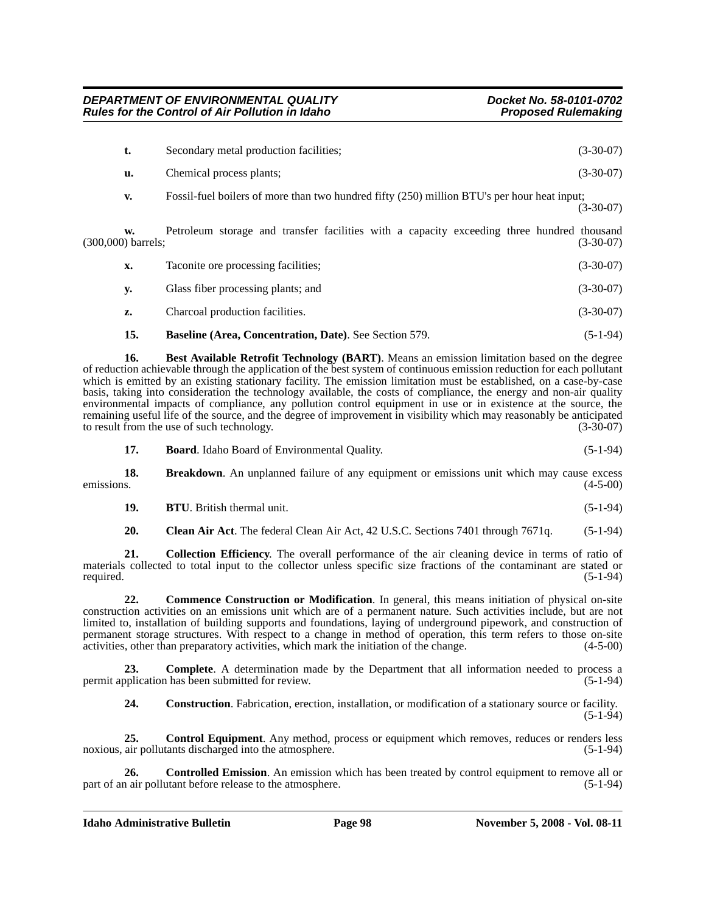**t.** Secondary metal production facilities; (3-30-07)

**u.** Chemical process plants; (3-30-07)

**v.** Fossil-fuel boilers of more than two hundred fifty (250) million BTU's per hour heat input; (3-30-07)

**w.** Petroleum storage and transfer facilities with a capacity exceeding three hundred thousand (300,000) barrels; (3-30-07)

**x.** Taconite ore processing facilities; (3-30-07)

**y.** Glass fiber processing plants; and (3-30-07)

**z.** Charcoal production facilities. (3-30-07)

**15. Baseline (Area, Concentration, Date)**. See Section 579. (5-1-94)

**16. Best Available Retrofit Technology (BART)**. Means an emission limitation based on the degree of reduction achievable through the application of the best system of continuous emission reduction for each pollutant which is emitted by an existing stationary facility. The emission limitation must be established, on a case-by-case basis, taking into consideration the technology available, the costs of compliance, the energy and non-air quality environmental impacts of compliance, any pollution control equipment in use or in existence at the source, the remaining useful life of the source, and the degree of improvement in visibility which may reasonably be anticipated to result from the use of such technology. (3-30-07)

**17. Board**. Idaho Board of Environmental Quality. (5-1-94)

**18. Breakdown**. An unplanned failure of any equipment or emissions unit which may cause excess emissions. (4-5-00)

**19. BTU**. British thermal unit. (5-1-94)

**20. Clean Air Act**. The federal Clean Air Act, 42 U.S.C. Sections 7401 through 7671q. (5-1-94)

**21. Collection Efficiency**. The overall performance of the air cleaning device in terms of ratio of materials collected to total input to the collector unless specific size fractions of the contaminant are stated or required. (5-1-94)

**22. Commence Construction or Modification**. In general, this means initiation of physical on-site construction activities on an emissions unit which are of a permanent nature. Such activities include, but are not limited to, installation of building supports and foundations, laying of underground pipework, and construction of permanent storage structures. With respect to a change in method of operation, this term refers to those on-site activities, other than preparatory activities, which mark the initiation of the change. (4-5-00)

**23. Complete**. A determination made by the Department that all information needed to process a permit application has been submitted for review. (5-1-94)

**24. Construction**. Fabrication, erection, installation, or modification of a stationary source or facility. (5-1-94)

**25. Control Equipment**. Any method, process or equipment which removes, reduces or renders less noxious, air pollutants discharged into the atmosphere. (5-1-94)

**26. Controlled Emission**. An emission which has been treated by control equipment to remove all or part of an air pollutant before release to the atmosphere. (5-1-94)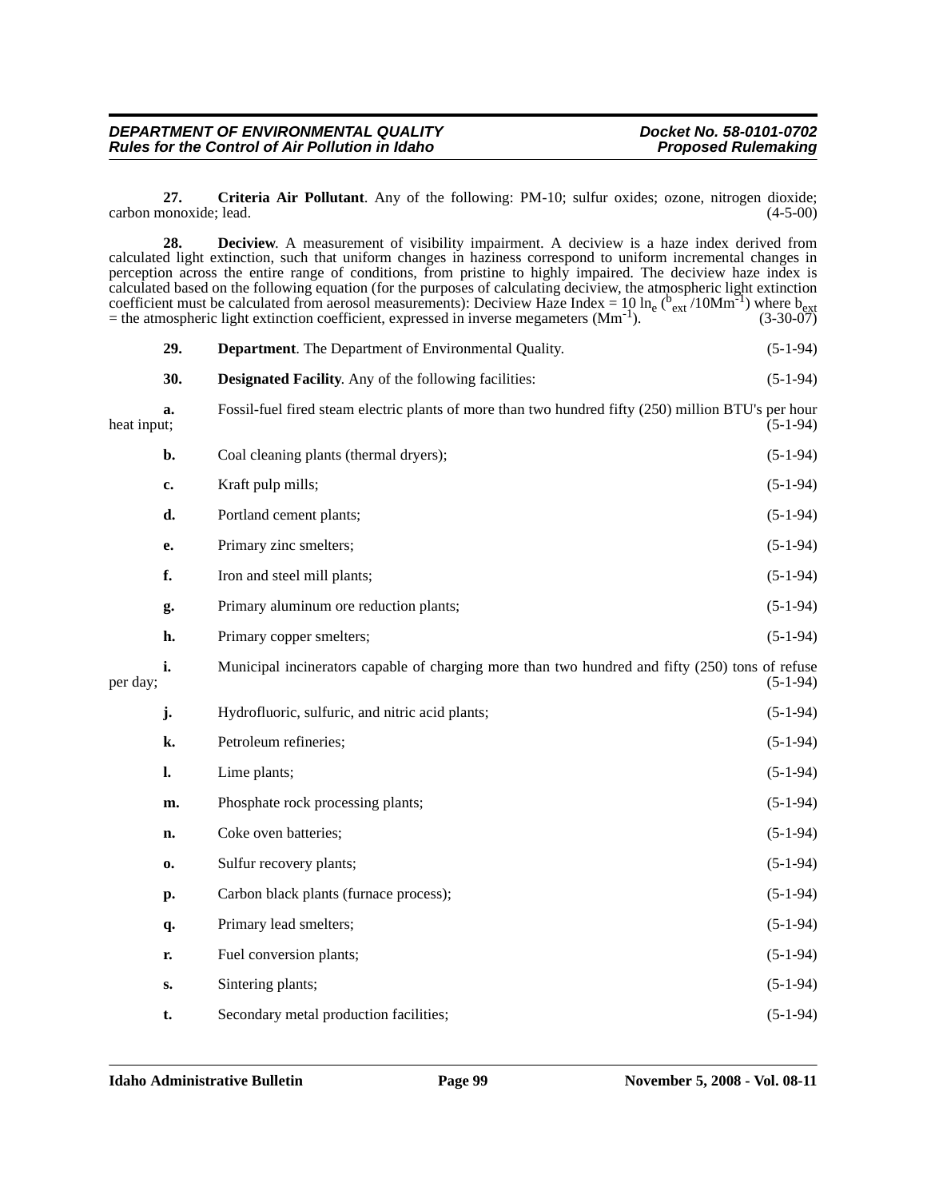**27. Criteria Air Pollutant**. Any of the following: PM-10; sulfur oxides; ozone, nitrogen dioxide; carbon monoxide; lead. (4-5-00)

**28. Deciview**. A measurement of visibility impairment. A deciview is a haze index derived from calculated light extinction, such that uniform changes in haziness correspond to uniform incremental changes in perception across the entire range of conditions, from pristine to highly impaired. The deciview haze index is calculated based on the following equation (for the purposes of calculating deciview, the atmospheric light extinction coefficient must be calculated from aerosol measurements): Deciview Haze Index = $10 \ln_e (b_{ext} / 10Mm^{-1})$ where $b_{ext}$ = the atmospheric light extinction coefficient, expressed in inverse megameters ($Mm^{-1}$). (3-30-07)

**29. Department**. The Department of Environmental Quality. (5-1-94)

**30. Designated Facility**. Any of the following facilities: (5-1-94)

**a.** Fossil-fuel fired steam electric plants of more than two hundred fifty (250) million BTU's per hour heat input; (5-1-94)

**b.** Coal cleaning plants (thermal dryers); (5-1-94)

**c.** Kraft pulp mills; (5-1-94)

**d.** Portland cement plants; (5-1-94)

**e.** Primary zinc smelters; (5-1-94)

**f.** Iron and steel mill plants; (5-1-94)

**g.** Primary aluminum ore reduction plants; (5-1-94)

**h.** Primary copper smelters; (5-1-94)

**i.** Municipal incinerators capable of charging more than two hundred and fifty (250) tons of refuse per day; (5-1-94)

**j.** Hydrofluoric, sulfuric, and nitric acid plants; (5-1-94)

**k.** Petroleum refineries; (5-1-94)

**l.** Lime plants; (5-1-94)

**m.** Phosphate rock processing plants; (5-1-94)

**n.** Coke oven batteries; (5-1-94)

**o.** Sulfur recovery plants; (5-1-94)

**p.** Carbon black plants (furnace process); (5-1-94)

**q.** Primary lead smelters; (5-1-94)

**r.** Fuel conversion plants; (5-1-94)

**s.** Sintering plants; (5-1-94)

**t.** Secondary metal production facilities; (5-1-94)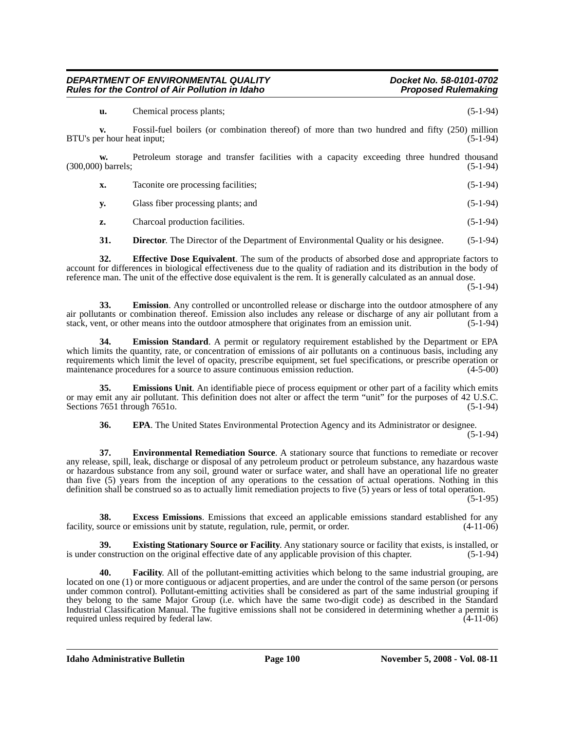**u.** Chemical process plants; (5-1-94)

**v.** Fossil-fuel boilers (or combination thereof) of more than two hundred and fifty (250) million BTU's per hour heat input; (5-1-94)

**w.** Petroleum storage and transfer facilities with a capacity exceeding three hundred thousand (300,000) barrels; (5-1-94)

**x.** Taconite ore processing facilities; (5-1-94)

**y.** Glass fiber processing plants; and (5-1-94)

**z.** Charcoal production facilities. (5-1-94)

**31. Director**. The Director of the Department of Environmental Quality or his designee. (5-1-94)

**32. Effective Dose Equivalent**. The sum of the products of absorbed dose and appropriate factors to account for differences in biological effectiveness due to the quality of radiation and its distribution in the body of reference man. The unit of the effective dose equivalent is the rem. It is generally calculated as an annual dose. (5-1-94)

**33. Emission**. Any controlled or uncontrolled release or discharge into the outdoor atmosphere of any air pollutants or combination thereof. Emission also includes any release or discharge of any air pollutant from a stack, vent, or other means into the outdoor atmosphere that originates from an emission unit. (5-1-94)

**34. Emission Standard**. A permit or regulatory requirement established by the Department or EPA which limits the quantity, rate, or concentration of emissions of air pollutants on a continuous basis, including any requirements which limit the level of opacity, prescribe equipment, set fuel specifications, or prescribe operation or maintenance procedures for a source to assure continuous emission reduction. (4-5-00)

**35. Emissions Unit**. An identifiable piece of process equipment or other part of a facility which emits or may emit any air pollutant. This definition does not alter or affect the term "unit" for the purposes of 42 U.S.C. Sections 7651 through 7651o. (5-1-94)

**36. EPA**. The United States Environmental Protection Agency and its Administrator or designee. (5-1-94)

**37. Environmental Remediation Source**. A stationary source that functions to remediate or recover any release, spill, leak, discharge or disposal of any petroleum product or petroleum substance, any hazardous waste or hazardous substance from any soil, ground water or surface water, and shall have an operational life no greater than five (5) years from the inception of any operations to the cessation of actual operations. Nothing in this definition shall be construed so as to actually limit remediation projects to five (5) years or less of total operation. (5-1-95)

**38. Excess Emissions**. Emissions that exceed an applicable emissions standard established for any facility, source or emissions unit by statute, regulation, rule, permit, or order. (4-11-06)

**39. Existing Stationary Source or Facility**. Any stationary source or facility that exists, is installed, or is under construction on the original effective date of any applicable provision of this chapter. (5-1-94)

**40. Facility**. All of the pollutant-emitting activities which belong to the same industrial grouping, are located on one (1) or more contiguous or adjacent properties, and are under the control of the same person (or persons under common control). Pollutant-emitting activities shall be considered as part of the same industrial grouping if they belong to the same Major Group (i.e. which have the same two-digit code) as described in the Standard Industrial Classification Manual. The fugitive emissions shall not be considered in determining whether a permit is required unless required by federal law. (4-11-06)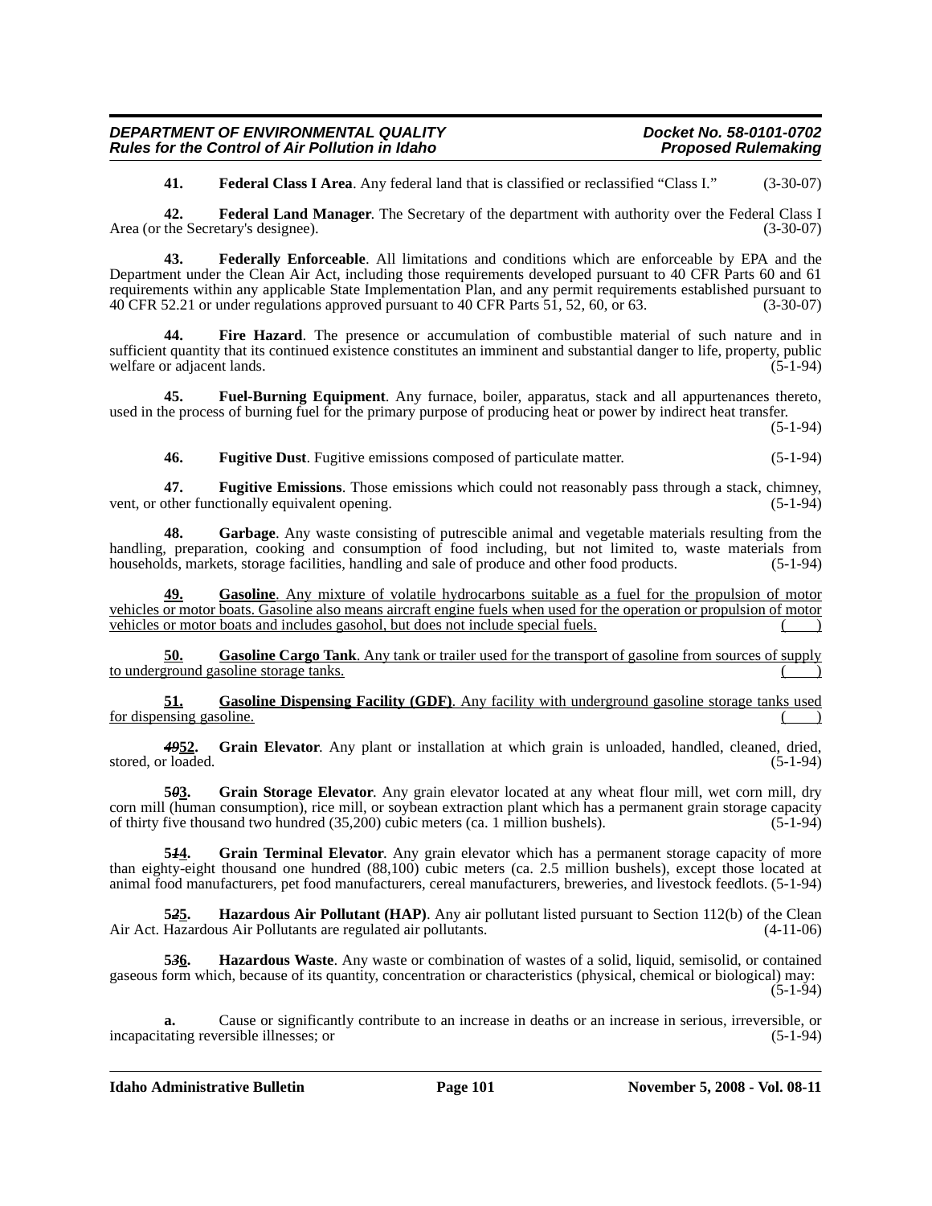**41. Federal Class I Area**. Any federal land that is classified or reclassified "Class I." (3-30-07)

**42. Federal Land Manager**. The Secretary of the department with authority over the Federal Class I Area (or the Secretary's designee). (3-30-07)

**43. Federally Enforceable**. All limitations and conditions which are enforceable by EPA and the Department under the Clean Air Act, including those requirements developed pursuant to 40 CFR Parts 60 and 61 requirements within any applicable State Implementation Plan, and any permit requirements established pursuant to 40 CFR 52.21 or under regulations approved pursuant to 40 CFR Parts 51, 52, 60, or 63. (3-30-07)

**44. Fire Hazard**. The presence or accumulation of combustible material of such nature and in sufficient quantity that its continued existence constitutes an imminent and substantial danger to life, property, public welfare or adjacent lands. (5-1-94)

**45. Fuel-Burning Equipment**. Any furnace, boiler, apparatus, stack and all appurtenances thereto, used in the process of burning fuel for the primary purpose of producing heat or power by indirect heat transfer. (5-1-94)

**46. Fugitive Dust**. Fugitive emissions composed of particulate matter. (5-1-94)

**47. Fugitive Emissions**. Those emissions which could not reasonably pass through a stack, chimney, vent, or other functionally equivalent opening. (5-1-94)

**48. Garbage**. Any waste consisting of putrescible animal and vegetable materials resulting from the handling, preparation, cooking and consumption of food including, but not limited to, waste materials from households, markets, storage facilities, handling and sale of produce and other food products. (5-1-94)

**49. Gasoline**. Any mixture of volatile hydrocarbons suitable as a fuel for the propulsion of motor vehicles or motor boats. Gasoline also means aircraft engine fuels when used for the operation or propulsion of motor vehicles or motor boats and includes gasohol, but does not include special fuels. ( )

**50. Gasoline Cargo Tank**. Any tank or trailer used for the transport of gasoline from sources of supply to underground gasoline storage tanks. ( )

**51. Gasoline Dispensing Facility (GDF)**. Any facility with underground gasoline storage tanks used for dispensing gasoline. ( )

**~~49~~52. Grain Elevator**. Any plant or installation at which grain is unloaded, handled, cleaned, dried, stored, or loaded. (5-1-94)

**5~~0~~3. Grain Storage Elevator**. Any grain elevator located at any wheat flour mill, wet corn mill, dry corn mill (human consumption), rice mill, or soybean extraction plant which has a permanent grain storage capacity of thirty five thousand two hundred (35,200) cubic meters (ca. 1 million bushels). (5-1-94)

**5~~1~~4. Grain Terminal Elevator**. Any grain elevator which has a permanent storage capacity of more than eighty-eight thousand one hundred (88,100) cubic meters (ca. 2.5 million bushels), except those located at animal food manufacturers, pet food manufacturers, cereal manufacturers, breweries, and livestock feedlots. (5-1-94)

**5~~2~~5. Hazardous Air Pollutant (HAP)**. Any air pollutant listed pursuant to Section 112(b) of the Clean Air Act. Hazardous Air Pollutants are regulated air pollutants. (4-11-06)

**5~~3~~6. Hazardous Waste**. Any waste or combination of wastes of a solid, liquid, semisolid, or contained gaseous form which, because of its quantity, concentration or characteristics (physical, chemical or biological) may: (5-1-94)

**a.** Cause or significantly contribute to an increase in deaths or an increase in serious, irreversible, or incapacitating reversible illnesses; or (5-1-94)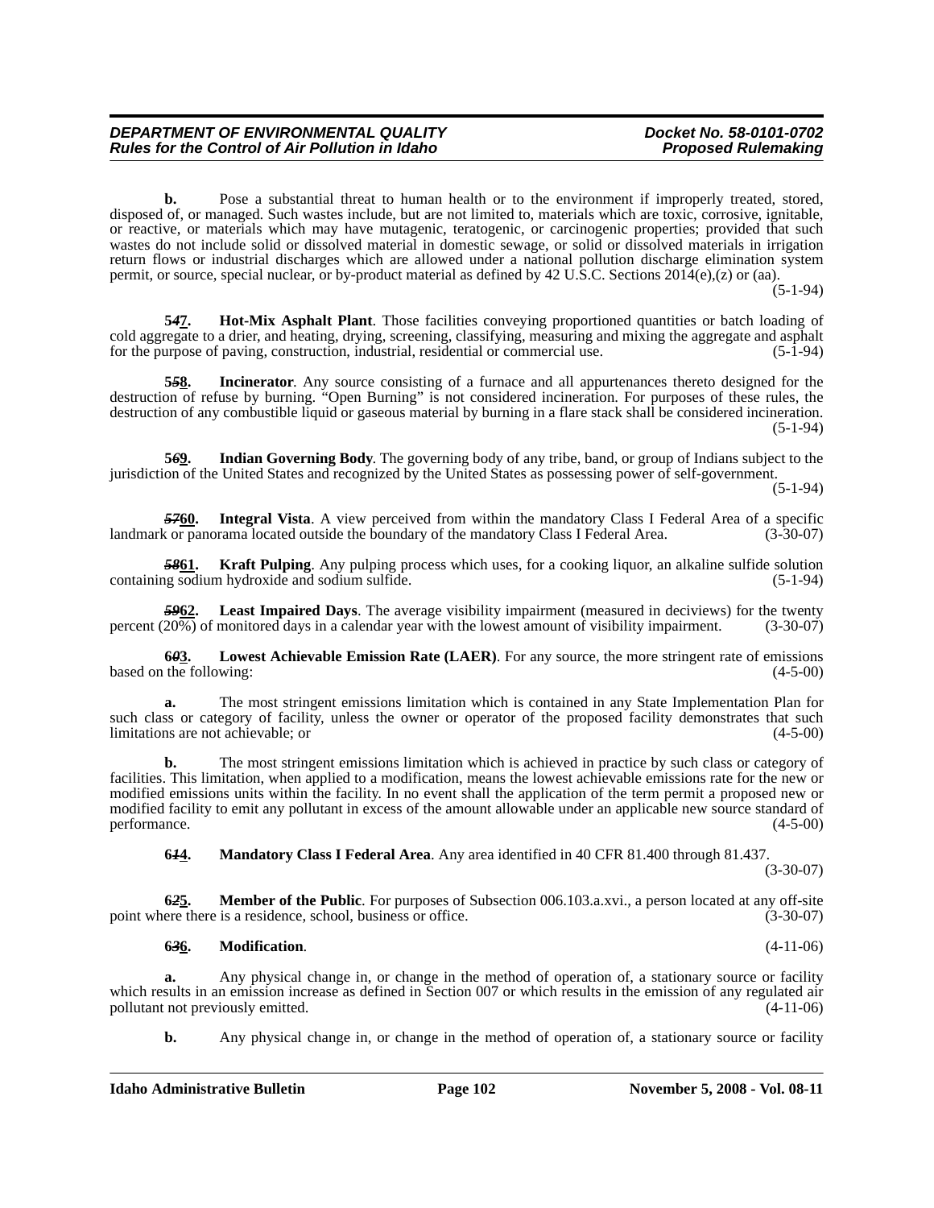**b.** Pose a substantial threat to human health or to the environment if improperly treated, stored, disposed of, or managed. Such wastes include, but are not limited to, materials which are toxic, corrosive, ignitable, or reactive, or materials which may have mutagenic, teratogenic, or carcinogenic properties; provided that such wastes do not include solid or dissolved material in domestic sewage, or solid or dissolved materials in irrigation return flows or industrial discharges which are allowed under a national pollution discharge elimination system permit, or source, special nuclear, or by-product material as defined by 42 U.S.C. Sections 2014(e),(z) or (aa). (5-1-94)

**5*4*7.** **Hot-Mix Asphalt Plant**. Those facilities conveying proportioned quantities or batch loading of cold aggregate to a drier, and heating, drying, screening, classifying, measuring and mixing the aggregate and asphalt for the purpose of paving, construction, industrial, residential or commercial use. (5-1-94)

**5*5*8.** **Incinerator**. Any source consisting of a furnace and all appurtenances thereto designed for the destruction of refuse by burning. "Open Burning" is not considered incineration. For purposes of these rules, the destruction of any combustible liquid or gaseous material by burning in a flare stack shall be considered incineration. (5-1-94)

**5*6*9.** **Indian Governing Body**. The governing body of any tribe, band, or group of Indians subject to the jurisdiction of the United States and recognized by the United States as possessing power of self-government. (5-1-94)

***57*60.** **Integral Vista**. A view perceived from within the mandatory Class I Federal Area of a specific landmark or panorama located outside the boundary of the mandatory Class I Federal Area. (3-30-07)

***58*61.** **Kraft Pulping**. Any pulping process which uses, for a cooking liquor, an alkaline sulfide solution containing sodium hydroxide and sodium sulfide. (5-1-94)

***59*62.** **Least Impaired Days**. The average visibility impairment (measured in deciviews) for the twenty percent (20%) of monitored days in a calendar year with the lowest amount of visibility impairment. (3-30-07)

**6*0*3.** **Lowest Achievable Emission Rate (LAER)**. For any source, the more stringent rate of emissions based on the following: (4-5-00)

**a.** The most stringent emissions limitation which is contained in any State Implementation Plan for such class or category of facility, unless the owner or operator of the proposed facility demonstrates that such limitations are not achievable; or (4-5-00)

**b.** The most stringent emissions limitation which is achieved in practice by such class or category of facilities. This limitation, when applied to a modification, means the lowest achievable emissions rate for the new or modified emissions units within the facility. In no event shall the application of the term permit a proposed new or modified facility to emit any pollutant in excess of the amount allowable under an applicable new source standard of performance. (4-5-00)

**6*1*4.** **Mandatory Class I Federal Area**. Any area identified in 40 CFR 81.400 through 81.437. (3-30-07)

**6*2*5.** **Member of the Public**. For purposes of Subsection 006.103.a.xvi., a person located at any off-site point where there is a residence, school, business or office. (3-30-07)

**6*3*6.** **Modification**. (4-11-06)

**a.** Any physical change in, or change in the method of operation of, a stationary source or facility which results in an emission increase as defined in Section 007 or which results in the emission of any regulated air pollutant not previously emitted. (4-11-06)

**b.** Any physical change in, or change in the method of operation of, a stationary source or facility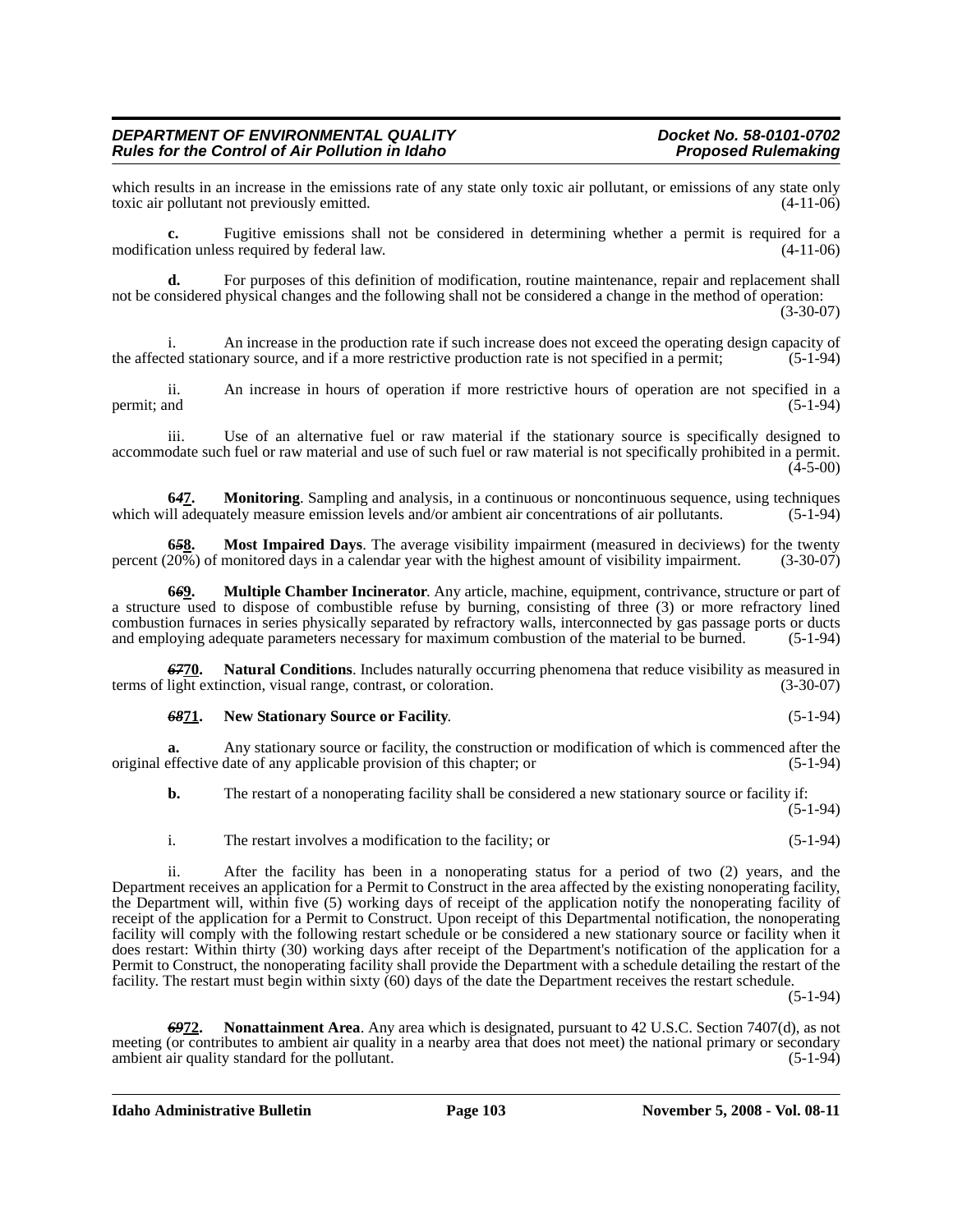which results in an increase in the emissions rate of any state only toxic air pollutant, or emissions of any state only toxic air pollutant not previously emitted. (4-11-06)

**c.** Fugitive emissions shall not be considered in determining whether a permit is required for a modification unless required by federal law. (4-11-06)

**d.** For purposes of this definition of modification, routine maintenance, repair and replacement shall not be considered physical changes and the following shall not be considered a change in the method of operation: (3-30-07)

i. An increase in the production rate if such increase does not exceed the operating design capacity of the affected stationary source, and if a more restrictive production rate is not specified in a permit; (5-1-94)

ii. An increase in hours of operation if more restrictive hours of operation are not specified in a permit; and (5-1-94)

iii. Use of an alternative fuel or raw material if the stationary source is specifically designed to accommodate such fuel or raw material and use of such fuel or raw material is not specifically prohibited in a permit. (4-5-00)

**6~~4~~7. Monitoring**. Sampling and analysis, in a continuous or noncontinuous sequence, using techniques which will adequately measure emission levels and/or ambient air concentrations of air pollutants. (5-1-94)

**6~~5~~8. Most Impaired Days**. The average visibility impairment (measured in deciviews) for the twenty percent (20%) of monitored days in a calendar year with the highest amount of visibility impairment. (3-30-07)

**6~~6~~9. Multiple Chamber Incinerator**. Any article, machine, equipment, contrivance, structure or part of a structure used to dispose of combustible refuse by burning, consisting of three (3) or more refractory lined combustion furnaces in series physically separated by refractory walls, interconnected by gas passage ports or ducts and employing adequate parameters necessary for maximum combustion of the material to be burned. (5-1-94)

**~~67~~70. Natural Conditions**. Includes naturally occurring phenomena that reduce visibility as measured in terms of light extinction, visual range, contrast, or coloration. (3-30-07)

**~~68~~71. New Stationary Source or Facility**. (5-1-94)

**a.** Any stationary source or facility, the construction or modification of which is commenced after the original effective date of any applicable provision of this chapter; or (5-1-94)

**b.** The restart of a nonoperating facility shall be considered a new stationary source or facility if: (5-1-94)

i. The restart involves a modification to the facility; or (5-1-94)

ii. After the facility has been in a nonoperating status for a period of two (2) years, and the Department receives an application for a Permit to Construct in the area affected by the existing nonoperating facility, the Department will, within five (5) working days of receipt of the application notify the nonoperating facility of receipt of the application for a Permit to Construct. Upon receipt of this Departmental notification, the nonoperating facility will comply with the following restart schedule or be considered a new stationary source or facility when it does restart: Within thirty (30) working days after receipt of the Department's notification of the application for a Permit to Construct, the nonoperating facility shall provide the Department with a schedule detailing the restart of the facility. The restart must begin within sixty (60) days of the date the Department receives the restart schedule. (5-1-94)

**~~69~~72. Nonattainment Area**. Any area which is designated, pursuant to 42 U.S.C. Section 7407(d), as not meeting (or contributes to ambient air quality in a nearby area that does not meet) the national primary or secondary ambient air quality standard for the pollutant. (5-1-94)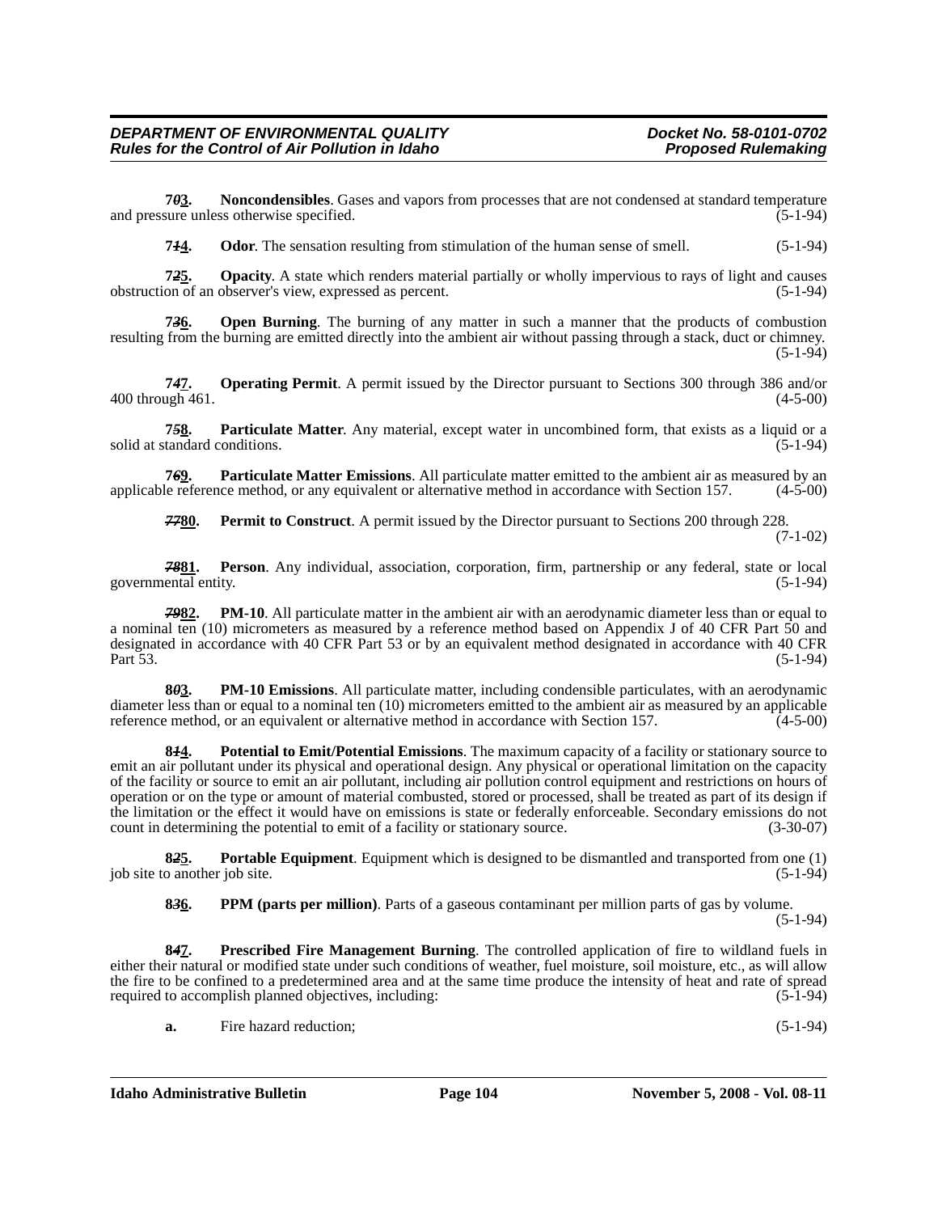**7~~0~~3.** **Noncondensibles**. Gases and vapors from processes that are not condensed at standard temperature and pressure unless otherwise specified. (5-1-94)

**7~~1~~4.** **Odor**. The sensation resulting from stimulation of the human sense of smell. (5-1-94)

**7~~2~~5.** **Opacity**. A state which renders material partially or wholly impervious to rays of light and causes obstruction of an observer's view, expressed as percent. (5-1-94)

**7~~3~~6.** **Open Burning**. The burning of any matter in such a manner that the products of combustion resulting from the burning are emitted directly into the ambient air without passing through a stack, duct or chimney. (5-1-94)

**7~~4~~7.** **Operating Permit**. A permit issued by the Director pursuant to Sections 300 through 386 and/or 400 through 461. (4-5-00)

**7~~5~~8.** **Particulate Matter**. Any material, except water in uncombined form, that exists as a liquid or a solid at standard conditions. (5-1-94)

**7~~6~~9.** **Particulate Matter Emissions**. All particulate matter emitted to the ambient air as measured by an applicable reference method, or any equivalent or alternative method in accordance with Section 157. (4-5-00)

**~~77~~80.** **Permit to Construct**. A permit issued by the Director pursuant to Sections 200 through 228. (7-1-02)

**~~78~~81.** **Person**. Any individual, association, corporation, firm, partnership or any federal, state or local governmental entity. (5-1-94)

**~~79~~82.** **PM-10**. All particulate matter in the ambient air with an aerodynamic diameter less than or equal to a nominal ten (10) micrometers as measured by a reference method based on Appendix J of 40 CFR Part 50 and designated in accordance with 40 CFR Part 53 or by an equivalent method designated in accordance with 40 CFR Part 53. (5-1-94)

**8~~0~~3.** **PM-10 Emissions**. All particulate matter, including condensible particulates, with an aerodynamic diameter less than or equal to a nominal ten (10) micrometers emitted to the ambient air as measured by an applicable reference method, or an equivalent or alternative method in accordance with Section 157. (4-5-00)

**8~~1~~4.** **Potential to Emit/Potential Emissions**. The maximum capacity of a facility or stationary source to emit an air pollutant under its physical and operational design. Any physical or operational limitation on the capacity of the facility or source to emit an air pollutant, including air pollution control equipment and restrictions on hours of operation or on the type or amount of material combusted, stored or processed, shall be treated as part of its design if the limitation or the effect it would have on emissions is state or federally enforceable. Secondary emissions do not count in determining the potential to emit of a facility or stationary source. (3-30-07)

**8~~2~~5.** **Portable Equipment**. Equipment which is designed to be dismantled and transported from one (1) job site to another job site. (5-1-94)

**8~~3~~6.** **PPM (parts per million)**. Parts of a gaseous contaminant per million parts of gas by volume. (5-1-94)

**8~~4~~7.** **Prescribed Fire Management Burning**. The controlled application of fire to wildland fuels in either their natural or modified state under such conditions of weather, fuel moisture, soil moisture, etc., as will allow the fire to be confined to a predetermined area and at the same time produce the intensity of heat and rate of spread required to accomplish planned objectives, including: (5-1-94)

**a.** Fire hazard reduction; (5-1-94)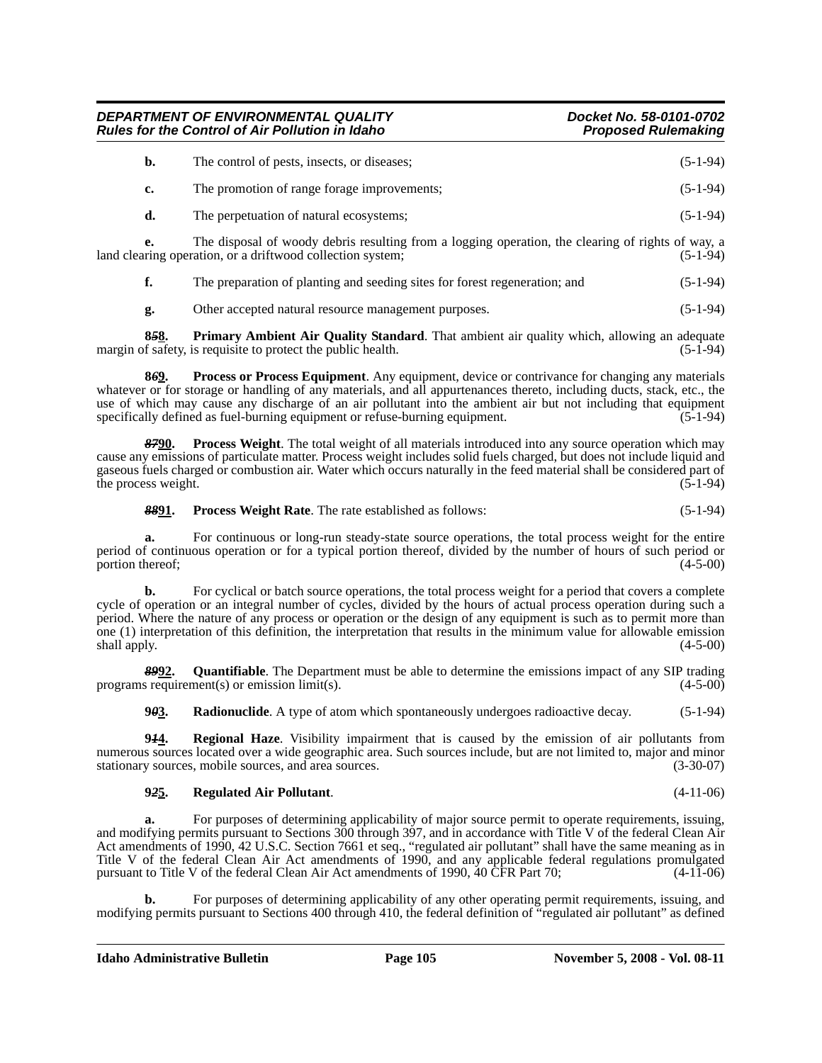**b.** The control of pests, insects, or diseases; (5-1-94)

**c.** The promotion of range forage improvements; (5-1-94)

**d.** The perpetuation of natural ecosystems; (5-1-94)

**e.** The disposal of woody debris resulting from a logging operation, the clearing of rights of way, a land clearing operation, or a driftwood collection system; (5-1-94)

**f.** The preparation of planting and seeding sites for forest regeneration; and (5-1-94)

**g.** Other accepted natural resource management purposes. (5-1-94)

**8~~5~~8.** **Primary Ambient Air Quality Standard**. That ambient air quality which, allowing an adequate margin of safety, is requisite to protect the public health. (5-1-94)

**8~~6~~9.** **Process or Process Equipment**. Any equipment, device or contrivance for changing any materials whatever or for storage or handling of any materials, and all appurtenances thereto, including ducts, stack, etc., the use of which may cause any discharge of an air pollutant into the ambient air but not including that equipment specifically defined as fuel-burning equipment or refuse-burning equipment. (5-1-94)

**~~87~~90.** **Process Weight**. The total weight of all materials introduced into any source operation which may cause any emissions of particulate matter. Process weight includes solid fuels charged, but does not include liquid and gaseous fuels charged or combustion air. Water which occurs naturally in the feed material shall be considered part of the process weight. (5-1-94)

**~~88~~91.** **Process Weight Rate**. The rate established as follows: (5-1-94)

**a.** For continuous or long-run steady-state source operations, the total process weight for the entire period of continuous operation or for a typical portion thereof, divided by the number of hours of such period or portion thereof; (4-5-00)

**b.** For cyclical or batch source operations, the total process weight for a period that covers a complete cycle of operation or an integral number of cycles, divided by the hours of actual process operation during such a period. Where the nature of any process or operation or the design of any equipment is such as to permit more than one (1) interpretation of this definition, the interpretation that results in the minimum value for allowable emission shall apply. (4-5-00)

**~~89~~92.** **Quantifiable**. The Department must be able to determine the emissions impact of any SIP trading programs requirement(s) or emission limit(s). (4-5-00)

**9~~0~~3.** **Radionuclide**. A type of atom which spontaneously undergoes radioactive decay. (5-1-94)

**9~~1~~4.** **Regional Haze**. Visibility impairment that is caused by the emission of air pollutants from numerous sources located over a wide geographic area. Such sources include, but are not limited to, major and minor stationary sources, mobile sources, and area sources. (3-30-07)

**9~~2~~5.** **Regulated Air Pollutant**. (4-11-06)

**a.** For purposes of determining applicability of major source permit to operate requirements, issuing, and modifying permits pursuant to Sections 300 through 397, and in accordance with Title V of the federal Clean Air Act amendments of 1990, 42 U.S.C. Section 7661 et seq., "regulated air pollutant" shall have the same meaning as in Title V of the federal Clean Air Act amendments of 1990, and any applicable federal regulations promulgated pursuant to Title V of the federal Clean Air Act amendments of 1990, 40 CFR Part 70; (4-11-06)

**b.** For purposes of determining applicability of any other operating permit requirements, issuing, and modifying permits pursuant to Sections 400 through 410, the federal definition of "regulated air pollutant" as defined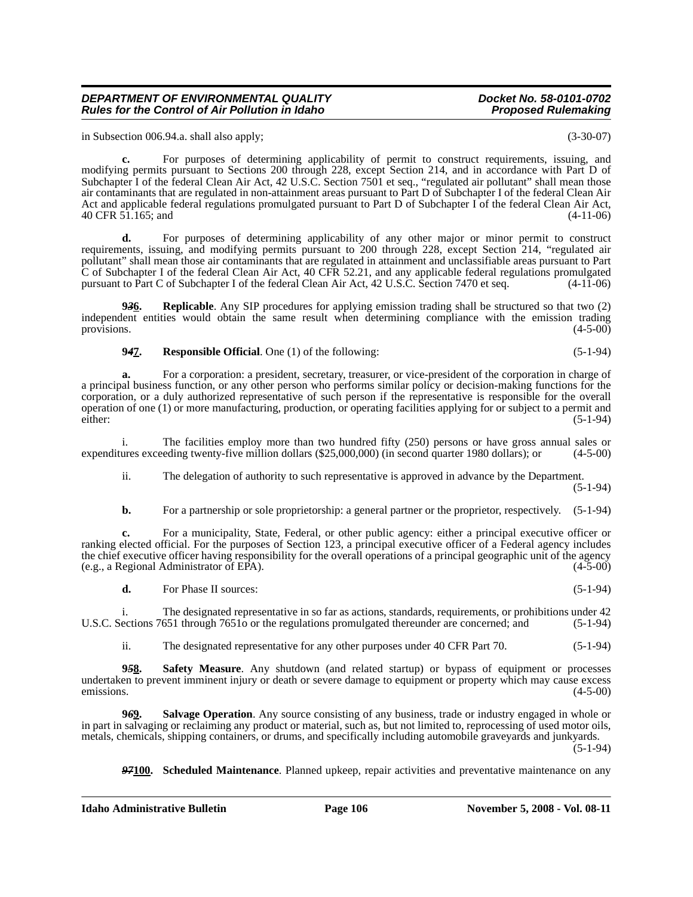in Subsection 006.94.a. shall also apply; (3-30-07)

**c.** For purposes of determining applicability of permit to construct requirements, issuing, and modifying permits pursuant to Sections 200 through 228, except Section 214, and in accordance with Part D of Subchapter I of the federal Clean Air Act, 42 U.S.C. Section 7501 et seq., "regulated air pollutant" shall mean those air contaminants that are regulated in non-attainment areas pursuant to Part D of Subchapter I of the federal Clean Air Act and applicable federal regulations promulgated pursuant to Part D of Subchapter I of the federal Clean Air Act, 40 CFR 51.165; and (4-11-06)

**d.** For purposes of determining applicability of any other major or minor permit to construct requirements, issuing, and modifying permits pursuant to 200 through 228, except Section 214, "regulated air pollutant" shall mean those air contaminants that are regulated in attainment and unclassifiable areas pursuant to Part C of Subchapter I of the federal Clean Air Act, 40 CFR 52.21, and any applicable federal regulations promulgated pursuant to Part C of Subchapter I of the federal Clean Air Act, 42 U.S.C. Section 7470 et seq. (4-11-06)

**9*3*6.** **Replicable**. Any SIP procedures for applying emission trading shall be structured so that two (2) independent entities would obtain the same result when determining compliance with the emission trading provisions. (4-5-00)

**9*4*7.** **Responsible Official**. One (1) of the following: (5-1-94)

**a.** For a corporation: a president, secretary, treasurer, or vice-president of the corporation in charge of a principal business function, or any other person who performs similar policy or decision-making functions for the corporation, or a duly authorized representative of such person if the representative is responsible for the overall operation of one (1) or more manufacturing, production, or operating facilities applying for or subject to a permit and either: (5-1-94)

i. The facilities employ more than two hundred fifty (250) persons or have gross annual sales or expenditures exceeding twenty-five million dollars ($25,000,000) (in second quarter 1980 dollars); or (4-5-00)

ii. The delegation of authority to such representative is approved in advance by the Department. (5-1-94)

**b.** For a partnership or sole proprietorship: a general partner or the proprietor, respectively. (5-1-94)

**c.** For a municipality, State, Federal, or other public agency: either a principal executive officer or ranking elected official. For the purposes of Section 123, a principal executive officer of a Federal agency includes the chief executive officer having responsibility for the overall operations of a principal geographic unit of the agency (e.g., a Regional Administrator of EPA). (4-5-00)

**d.** For Phase II sources: (5-1-94)

i. The designated representative in so far as actions, standards, requirements, or prohibitions under 42 U.S.C. Sections 7651 through 7651o or the regulations promulgated thereunder are concerned; and (5-1-94)

ii. The designated representative for any other purposes under 40 CFR Part 70. (5-1-94)

**9*5*8.** **Safety Measure**. Any shutdown (and related startup) or bypass of equipment or processes undertaken to prevent imminent injury or death or severe damage to equipment or property which may cause excess emissions. (4-5-00)

**9*6*9.** **Salvage Operation**. Any source consisting of any business, trade or industry engaged in whole or in part in salvaging or reclaiming any product or material, such as, but not limited to, reprocessing of used motor oils, metals, chemicals, shipping containers, or drums, and specifically including automobile graveyards and junkyards. (5-1-94)

***97*100.** **Scheduled Maintenance**. Planned upkeep, repair activities and preventative maintenance on any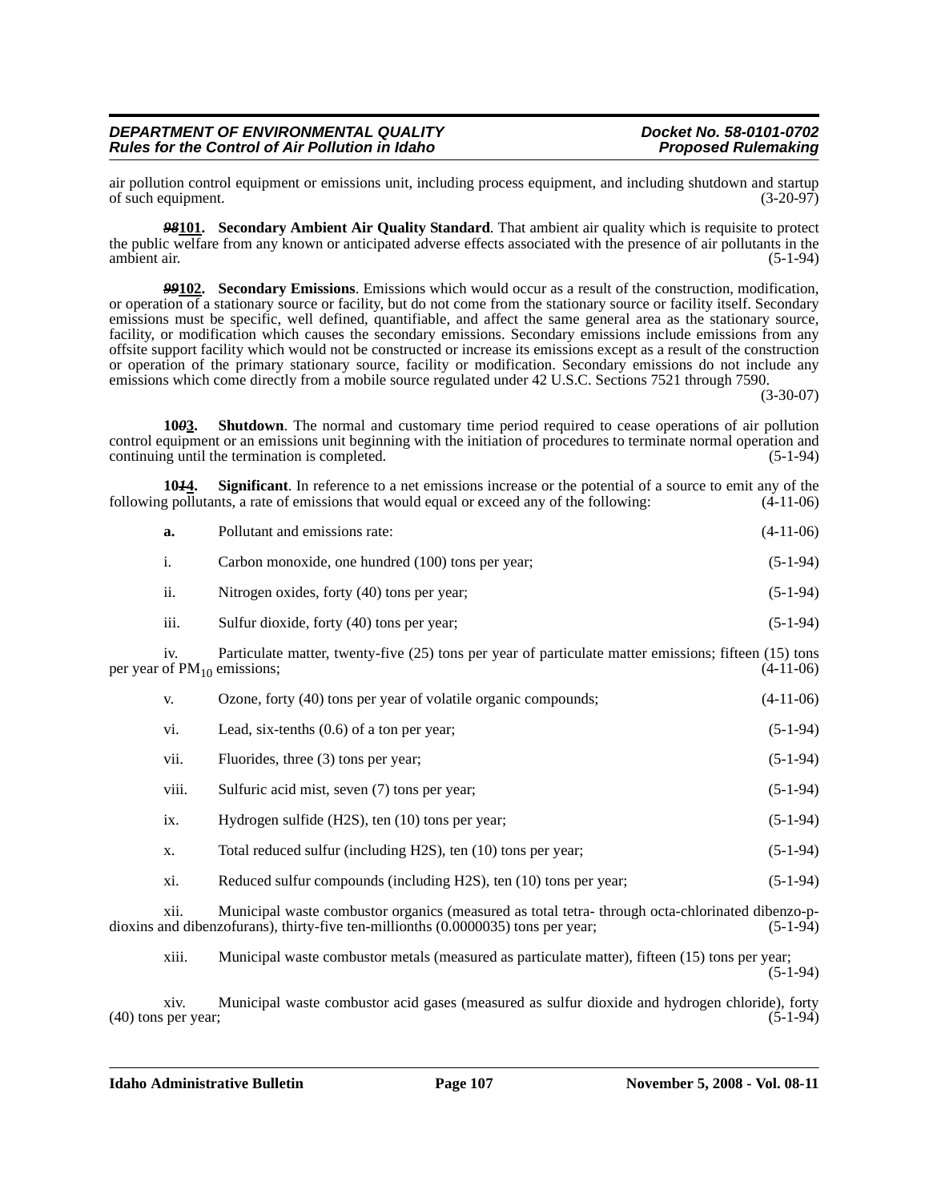air pollution control equipment or emissions unit, including process equipment, and including shutdown and startup of such equipment. (3-20-97)

***98*101. Secondary Ambient Air Quality Standard**. That ambient air quality which is requisite to protect the public welfare from any known or anticipated adverse effects associated with the presence of air pollutants in the ambient air. (5-1-94)

***99*102. Secondary Emissions**. Emissions which would occur as a result of the construction, modification, or operation of a stationary source or facility, but do not come from the stationary source or facility itself. Secondary emissions must be specific, well defined, quantifiable, and affect the same general area as the stationary source, facility, or modification which causes the secondary emissions. Secondary emissions include emissions from any offsite support facility which would not be constructed or increase its emissions except as a result of the construction or operation of the primary stationary source, facility or modification. Secondary emissions do not include any emissions which come directly from a mobile source regulated under 42 U.S.C. Sections 7521 through 7590. (3-30-07)

**10*0*3. Shutdown**. The normal and customary time period required to cease operations of air pollution control equipment or an emissions unit beginning with the initiation of procedures to terminate normal operation and continuing until the termination is completed. (5-1-94)

**10*1*4. Significant**. In reference to a net emissions increase or the potential of a source to emit any of the following pollutants, a rate of emissions that would equal or exceed any of the following: (4-11-06)

**a.** Pollutant and emissions rate: (4-11-06)

i. Carbon monoxide, one hundred (100) tons per year; (5-1-94)

ii. Nitrogen oxides, forty (40) tons per year; (5-1-94)

iii. Sulfur dioxide, forty (40) tons per year; (5-1-94)

iv. Particulate matter, twenty-five (25) tons per year of particulate matter emissions; fifteen (15) tons per year of $PM_{10}$ emissions; (4-11-06)

v. Ozone, forty (40) tons per year of volatile organic compounds; (4-11-06)

vi. Lead, six-tenths (0.6) of a ton per year; (5-1-94)

vii. Fluorides, three (3) tons per year; (5-1-94)

viii. Sulfuric acid mist, seven (7) tons per year; (5-1-94)

ix. Hydrogen sulfide (H2S), ten (10) tons per year; (5-1-94)

x. Total reduced sulfur (including H2S), ten (10) tons per year; (5-1-94)

xi. Reduced sulfur compounds (including H2S), ten (10) tons per year; (5-1-94)

xii. Municipal waste combustor organics (measured as total tetra- through octa-chlorinated dibenzo-p-dioxins and dibenzofurans), thirty-five ten-millionths (0.0000035) tons per year; (5-1-94)

xiii. Municipal waste combustor metals (measured as particulate matter), fifteen (15) tons per year; (5-1-94)

xiv. Municipal waste combustor acid gases (measured as sulfur dioxide and hydrogen chloride), forty (40) tons per year; (5-1-94)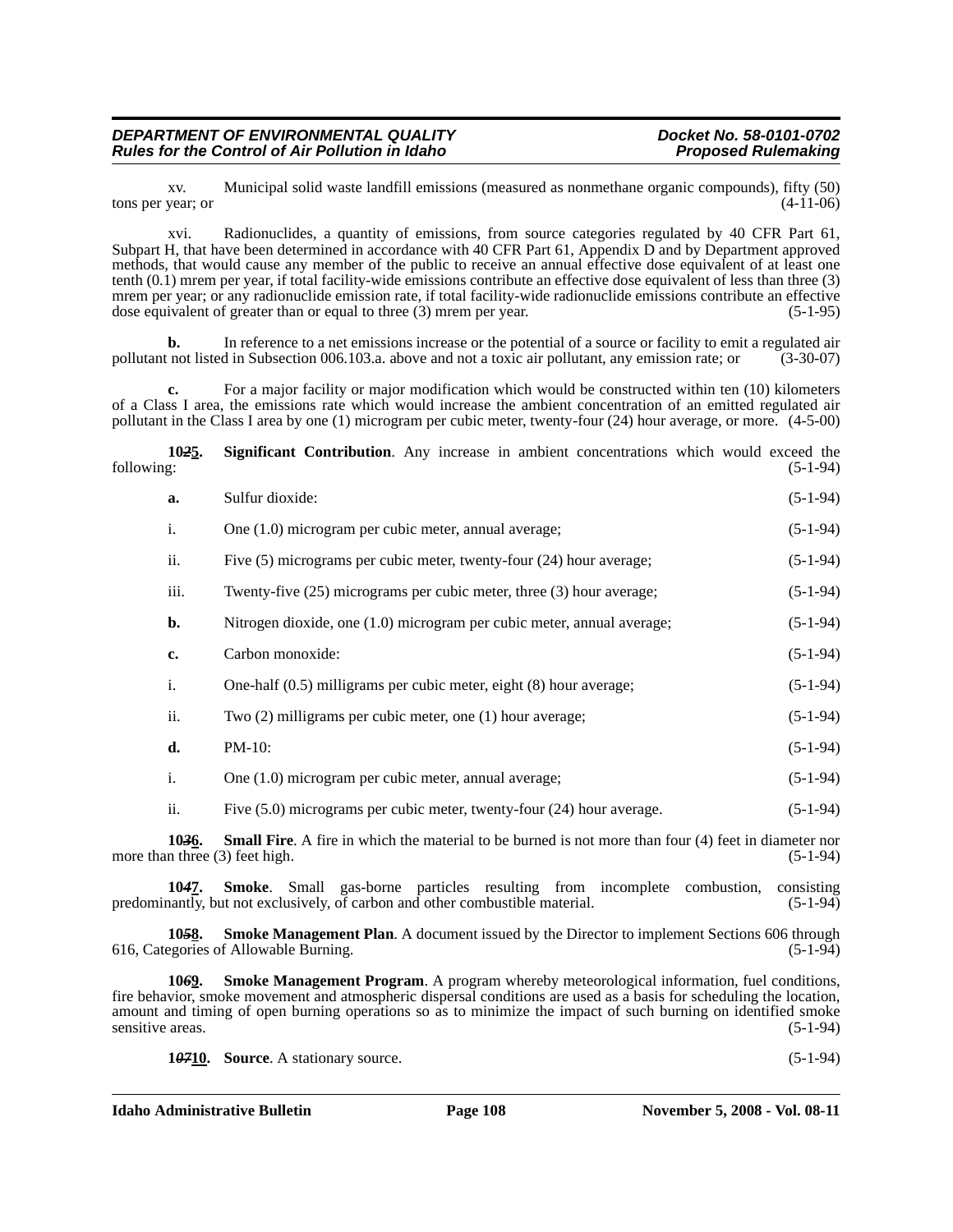xv. Municipal solid waste landfill emissions (measured as nonmethane organic compounds), fifty (50) tons per year; or (4-11-06)

xvi. Radionuclides, a quantity of emissions, from source categories regulated by 40 CFR Part 61, Subpart H, that have been determined in accordance with 40 CFR Part 61, Appendix D and by Department approved methods, that would cause any member of the public to receive an annual effective dose equivalent of at least one tenth (0.1) mrem per year, if total facility-wide emissions contribute an effective dose equivalent of less than three (3) mrem per year; or any radionuclide emission rate, if total facility-wide radionuclide emissions contribute an effective dose equivalent of greater than or equal to three (3) mrem per year. (5-1-95)

**b.** In reference to a net emissions increase or the potential of a source or facility to emit a regulated air pollutant not listed in Subsection 006.103.a. above and not a toxic air pollutant, any emission rate; or (3-30-07)

**c.** For a major facility or major modification which would be constructed within ten (10) kilometers of a Class I area, the emissions rate which would increase the ambient concentration of an emitted regulated air pollutant in the Class I area by one (1) microgram per cubic meter, twenty-four (24) hour average, or more. (4-5-00)

**10~~2~~5.** **Significant Contribution**. Any increase in ambient concentrations which would exceed the following: (5-1-94)

**a.** Sulfur dioxide: (5-1-94)

i. One (1.0) microgram per cubic meter, annual average; (5-1-94)

ii. Five (5) micrograms per cubic meter, twenty-four (24) hour average; (5-1-94)

iii. Twenty-five (25) micrograms per cubic meter, three (3) hour average; (5-1-94)

**b.** Nitrogen dioxide, one (1.0) microgram per cubic meter, annual average; (5-1-94)

**c.** Carbon monoxide: (5-1-94)

i. One-half (0.5) milligrams per cubic meter, eight (8) hour average; (5-1-94)

ii. Two (2) milligrams per cubic meter, one (1) hour average; (5-1-94)

**d.** PM-10: (5-1-94)

i. One (1.0) microgram per cubic meter, annual average; (5-1-94)

ii. Five (5.0) micrograms per cubic meter, twenty-four (24) hour average. (5-1-94)

**10~~3~~6.** **Small Fire**. A fire in which the material to be burned is not more than four (4) feet in diameter nor more than three (3) feet high. (5-1-94)

**10~~4~~7.** **Smoke**. Small gas-borne particles resulting from incomplete combustion, consisting predominantly, but not exclusively, of carbon and other combustible material. (5-1-94)

**10~~5~~8.** **Smoke Management Plan**. A document issued by the Director to implement Sections 606 through 616, Categories of Allowable Burning. (5-1-94)

**10~~6~~9.** **Smoke Management Program**. A program whereby meteorological information, fuel conditions, fire behavior, smoke movement and atmospheric dispersal conditions are used as a basis for scheduling the location, amount and timing of open burning operations so as to minimize the impact of such burning on identified smoke sensitive areas. (5-1-94)

**1~~07~~10.** **Source**. A stationary source. (5-1-94)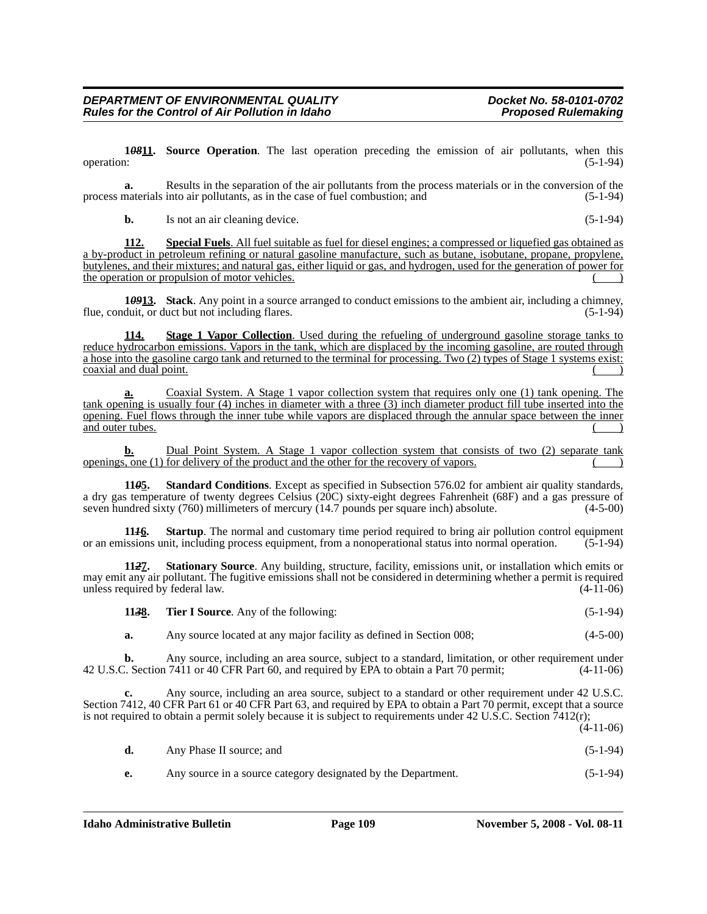**1~~08~~11. Source Operation**. The last operation preceding the emission of air pollutants, when this operation: (5-1-94)

**a.** Results in the separation of the air pollutants from the process materials or in the conversion of the process materials into air pollutants, as in the case of fuel combustion; and (5-1-94)

**b.** Is not an air cleaning device. (5-1-94)

**112. Special Fuels**. All fuel suitable as fuel for diesel engines; a compressed or liquefied gas obtained as a by-product in petroleum refining or natural gasoline manufacture, such as butane, isobutane, propane, propylene, butylenes, and their mixtures; and natural gas, either liquid or gas, and hydrogen, used for the generation of power for the operation or propulsion of motor vehicles. ( )

**1~~09~~13. Stack**. Any point in a source arranged to conduct emissions to the ambient air, including a chimney, flue, conduit, or duct but not including flares. (5-1-94)

**114. Stage 1 Vapor Collection**. Used during the refueling of underground gasoline storage tanks to reduce hydrocarbon emissions. Vapors in the tank, which are displaced by the incoming gasoline, are routed through a hose into the gasoline cargo tank and returned to the terminal for processing. Two (2) types of Stage 1 systems exist: coaxial and dual point. ( )

**a.** Coaxial System. A Stage 1 vapor collection system that requires only one (1) tank opening. The tank opening is usually four (4) inches in diameter with a three (3) inch diameter product fill tube inserted into the opening. Fuel flows through the inner tube while vapors are displaced through the annular space between the inner and outer tubes. ( )

**b.** Dual Point System. A Stage 1 vapor collection system that consists of two (2) separate tank openings, one (1) for delivery of the product and the other for the recovery of vapors. ( )

**11~~0~~5. Standard Conditions**. Except as specified in Subsection 576.02 for ambient air quality standards, a dry gas temperature of twenty degrees Celsius (20C) sixty-eight degrees Fahrenheit (68F) and a gas pressure of seven hundred sixty (760) millimeters of mercury (14.7 pounds per square inch) absolute. (4-5-00)

**11~~1~~6. Startup**. The normal and customary time period required to bring air pollution control equipment or an emissions unit, including process equipment, from a nonoperational status into normal operation. (5-1-94)

**11~~2~~7. Stationary Source**. Any building, structure, facility, emissions unit, or installation which emits or may emit any air pollutant. The fugitive emissions shall not be considered in determining whether a permit is required unless required by federal law. (4-11-06)

**11~~3~~8. Tier I Source**. Any of the following: (5-1-94)

**a.** Any source located at any major facility as defined in Section 008; (4-5-00)

**b.** Any source, including an area source, subject to a standard, limitation, or other requirement under 42 U.S.C. Section 7411 or 40 CFR Part 60, and required by EPA to obtain a Part 70 permit; (4-11-06)

**c.** Any source, including an area source, subject to a standard or other requirement under 42 U.S.C. Section 7412, 40 CFR Part 61 or 40 CFR Part 63, and required by EPA to obtain a Part 70 permit, except that a source is not required to obtain a permit solely because it is subject to requirements under 42 U.S.C. Section 7412(r); (4-11-06)

**d.** Any Phase II source; and (5-1-94)

**e.** Any source in a source category designated by the Department. (5-1-94)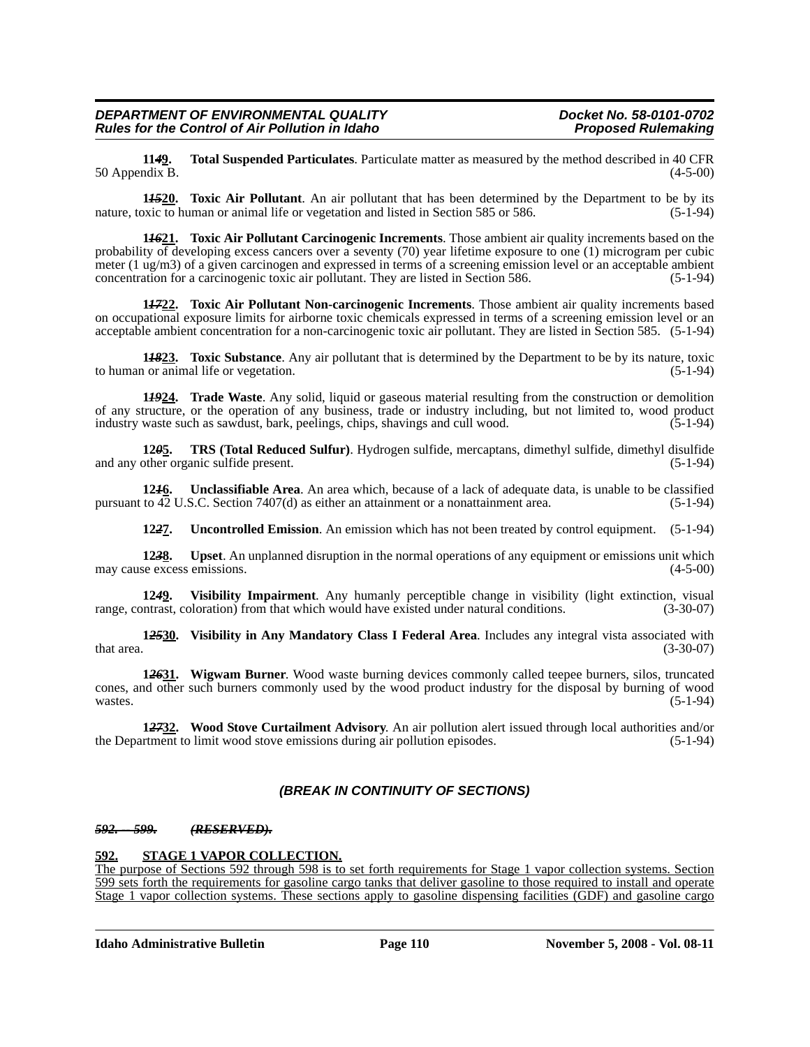**114~~9~~9.** **Total Suspended Particulates**. Particulate matter as measured by the method described in 40 CFR 50 Appendix B. (4-5-00)

**1~~15~~20.** **Toxic Air Pollutant**. An air pollutant that has been determined by the Department to be by its nature, toxic to human or animal life or vegetation and listed in Section 585 or 586. (5-1-94)

**1~~16~~21.** **Toxic Air Pollutant Carcinogenic Increments**. Those ambient air quality increments based on the probability of developing excess cancers over a seventy (70) year lifetime exposure to one (1) microgram per cubic meter (1 ug/m3) of a given carcinogen and expressed in terms of a screening emission level or an acceptable ambient concentration for a carcinogenic toxic air pollutant. They are listed in Section 586. (5-1-94)

**1~~17~~22.** **Toxic Air Pollutant Non-carcinogenic Increments**. Those ambient air quality increments based on occupational exposure limits for airborne toxic chemicals expressed in terms of a screening emission level or an acceptable ambient concentration for a non-carcinogenic toxic air pollutant. They are listed in Section 585. (5-1-94)

**1~~18~~23.** **Toxic Substance**. Any air pollutant that is determined by the Department to be by its nature, toxic to human or animal life or vegetation. (5-1-94)

**1~~19~~24.** **Trade Waste**. Any solid, liquid or gaseous material resulting from the construction or demolition of any structure, or the operation of any business, trade or industry including, but not limited to, wood product industry waste such as sawdust, bark, peelings, chips, shavings and cull wood. (5-1-94)

**12~~0~~5.** **TRS (Total Reduced Sulfur)**. Hydrogen sulfide, mercaptans, dimethyl sulfide, dimethyl disulfide and any other organic sulfide present. (5-1-94)

**12~~1~~6.** **Unclassifiable Area**. An area which, because of a lack of adequate data, is unable to be classified pursuant to 42 U.S.C. Section 7407(d) as either an attainment or a nonattainment area. (5-1-94)

**12~~2~~7.** **Uncontrolled Emission**. An emission which has not been treated by control equipment. (5-1-94)

**12~~3~~8.** **Upset**. An unplanned disruption in the normal operations of any equipment or emissions unit which may cause excess emissions. (4-5-00)

**12~~4~~9.** **Visibility Impairment**. Any humanly perceptible change in visibility (light extinction, visual range, contrast, coloration) from that which would have existed under natural conditions. (3-30-07)

**1~~25~~30.** **Visibility in Any Mandatory Class I Federal Area**. Includes any integral vista associated with that area. (3-30-07)

**1~~26~~31.** **Wigwam Burner**. Wood waste burning devices commonly called teepee burners, silos, truncated cones, and other such burners commonly used by the wood product industry for the disposal by burning of wood wastes. (5-1-94)

**1~~27~~32.** **Wood Stove Curtailment Advisory**. An air pollution alert issued through local authorities and/or the Department to limit wood stove emissions during air pollution episodes. (5-1-94)

***(BREAK IN CONTINUITY OF SECTIONS)***

***~~592. -- 599. (RESERVED).~~***

**592. STAGE 1 VAPOR COLLECTION.**

The purpose of Sections 592 through 598 is to set forth requirements for Stage 1 vapor collection systems. Section 599 sets forth the requirements for gasoline cargo tanks that deliver gasoline to those required to install and operate Stage 1 vapor collection systems. These sections apply to gasoline dispensing facilities (GDF) and gasoline cargo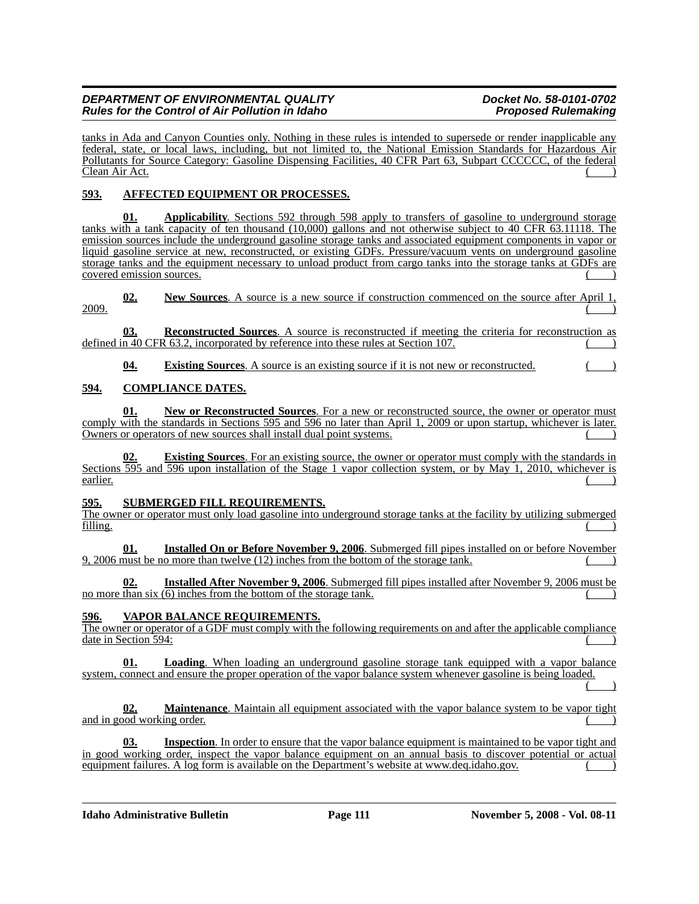tanks in Ada and Canyon Counties only. Nothing in these rules is intended to supersede or render inapplicable any federal, state, or local laws, including, but not limited to, the National Emission Standards for Hazardous Air Pollutants for Source Category: Gasoline Dispensing Facilities, 40 CFR Part 63, Subpart CCCCCC, of the federal Clean Air Act. ( )

**593. AFFECTED EQUIPMENT OR PROCESSES.**

**01. Applicability**. Sections 592 through 598 apply to transfers of gasoline to underground storage tanks with a tank capacity of ten thousand (10,000) gallons and not otherwise subject to 40 CFR 63.11118. The emission sources include the underground gasoline storage tanks and associated equipment components in vapor or liquid gasoline service at new, reconstructed, or existing GDFs. Pressure/vacuum vents on underground gasoline storage tanks and the equipment necessary to unload product from cargo tanks into the storage tanks at GDFs are covered emission sources. ( )

**02. New Sources**. A source is a new source if construction commenced on the source after April 1, 2009. ( )

**03. Reconstructed Sources**. A source is reconstructed if meeting the criteria for reconstruction as defined in 40 CFR 63.2, incorporated by reference into these rules at Section 107. ( )

**04. Existing Sources**. A source is an existing source if it is not new or reconstructed. ( )

**594. COMPLIANCE DATES.**

**01. New or Reconstructed Sources**. For a new or reconstructed source, the owner or operator must comply with the standards in Sections 595 and 596 no later than April 1, 2009 or upon startup, whichever is later. Owners or operators of new sources shall install dual point systems. ( )

**02. Existing Sources**. For an existing source, the owner or operator must comply with the standards in Sections 595 and 596 upon installation of the Stage 1 vapor collection system, or by May 1, 2010, whichever is earlier. ( )

**595. SUBMERGED FILL REQUIREMENTS.**

The owner or operator must only load gasoline into underground storage tanks at the facility by utilizing submerged filling. ( )

**01. Installed On or Before November 9, 2006**. Submerged fill pipes installed on or before November 9, 2006 must be no more than twelve (12) inches from the bottom of the storage tank. ( )

**02. Installed After November 9, 2006**. Submerged fill pipes installed after November 9, 2006 must be no more than six (6) inches from the bottom of the storage tank. ( )

**596. VAPOR BALANCE REQUIREMENTS.**

The owner or operator of a GDF must comply with the following requirements on and after the applicable compliance date in Section 594: ( )

**01. Loading**. When loading an underground gasoline storage tank equipped with a vapor balance system, connect and ensure the proper operation of the vapor balance system whenever gasoline is being loaded. ( )

**02. Maintenance**. Maintain all equipment associated with the vapor balance system to be vapor tight and in good working order. ( )

**03. Inspection**. In order to ensure that the vapor balance equipment is maintained to be vapor tight and in good working order, inspect the vapor balance equipment on an annual basis to discover potential or actual equipment failures. A log form is available on the Department's website at www.deq.idaho.gov. ( )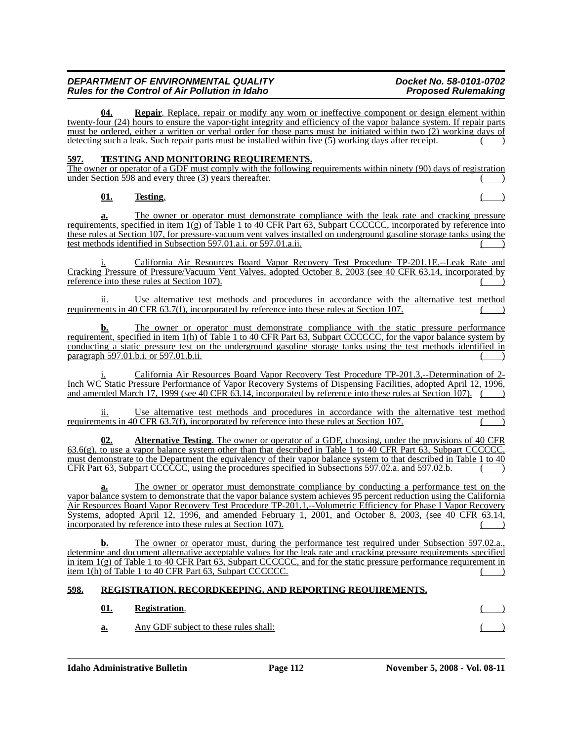**04. Repair**. Replace, repair or modify any worn or ineffective component or design element within twenty-four (24) hours to ensure the vapor-tight integrity and efficiency of the vapor balance system. If repair parts must be ordered, either a written or verbal order for those parts must be initiated within two (2) working days of detecting such a leak. Such repair parts must be installed within five (5) working days after receipt. ( )

## 597. TESTING AND MONITORING REQUIREMENTS.

The owner or operator of a GDF must comply with the following requirements within ninety (90) days of registration under Section 598 and every three (3) years thereafter. ( )

**01. Testing**. ( )

**a.** The owner or operator must demonstrate compliance with the leak rate and cracking pressure requirements, specified in item 1(g) of Table 1 to 40 CFR Part 63, Subpart CCCCCC, incorporated by reference into these rules at Section 107, for pressure-vacuum vent valves installed on underground gasoline storage tanks using the test methods identified in Subsection 597.01.a.i. or 597.01.a.ii. ( )

i. California Air Resources Board Vapor Recovery Test Procedure TP-201.1E,--Leak Rate and Cracking Pressure of Pressure/Vacuum Vent Valves, adopted October 8, 2003 (see 40 CFR 63.14, incorporated by reference into these rules at Section 107). ( )

ii. Use alternative test methods and procedures in accordance with the alternative test method requirements in 40 CFR 63.7(f), incorporated by reference into these rules at Section 107. ( )

**b.** The owner or operator must demonstrate compliance with the static pressure performance requirement, specified in item 1(h) of Table 1 to 40 CFR Part 63, Subpart CCCCCC, for the vapor balance system by conducting a static pressure test on the underground gasoline storage tanks using the test methods identified in paragraph 597.01.b.i. or 597.01.b.ii. ( )

i. California Air Resources Board Vapor Recovery Test Procedure TP-201.3,--Determination of 2-Inch WC Static Pressure Performance of Vapor Recovery Systems of Dispensing Facilities, adopted April 12, 1996, and amended March 17, 1999 (see 40 CFR 63.14, incorporated by reference into these rules at Section 107). ( )

ii. Use alternative test methods and procedures in accordance with the alternative test method requirements in 40 CFR 63.7(f), incorporated by reference into these rules at Section 107. ( )

**02. Alternative Testing**. The owner or operator of a GDF, choosing, under the provisions of 40 CFR 63.6(g), to use a vapor balance system other than that described in Table 1 to 40 CFR Part 63, Subpart CCCCCC, must demonstrate to the Department the equivalency of their vapor balance system to that described in Table 1 to 40 CFR Part 63, Subpart CCCCCC, using the procedures specified in Subsections 597.02.a. and 597.02.b. ( )

**a.** The owner or operator must demonstrate compliance by conducting a performance test on the vapor balance system to demonstrate that the vapor balance system achieves 95 percent reduction using the California Air Resources Board Vapor Recovery Test Procedure TP-201.1,--Volumetric Efficiency for Phase I Vapor Recovery Systems, adopted April 12, 1996, and amended February 1, 2001, and October 8, 2003, (see 40 CFR 63.14, incorporated by reference into these rules at Section 107). ( )

**b.** The owner or operator must, during the performance test required under Subsection 597.02.a., determine and document alternative acceptable values for the leak rate and cracking pressure requirements specified in item 1(g) of Table 1 to 40 CFR Part 63, Subpart CCCCCC, and for the static pressure performance requirement in item 1(h) of Table 1 to 40 CFR Part 63, Subpart CCCCCC. ( )

## 598. REGISTRATION, RECORDKEEPING, AND REPORTING REQUIREMENTS.

**01. Registration**. ( )

**a.** Any GDF subject to these rules shall: ( )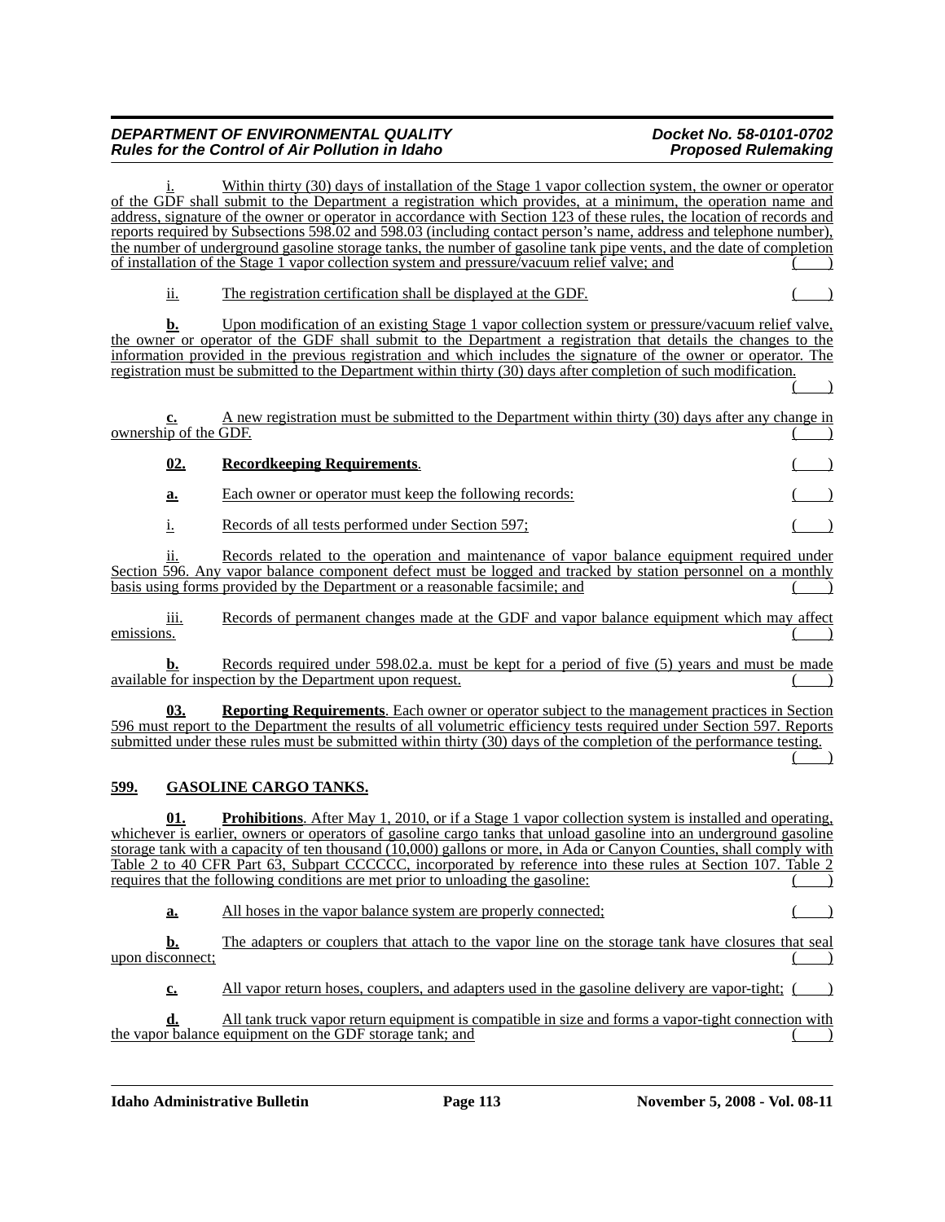i. Within thirty (30) days of installation of the Stage 1 vapor collection system, the owner or operator of the GDF shall submit to the Department a registration which provides, at a minimum, the operation name and address, signature of the owner or operator in accordance with Section 123 of these rules, the location of records and reports required by Subsections 598.02 and 598.03 (including contact person's name, address and telephone number), the number of underground gasoline storage tanks, the number of gasoline tank pipe vents, and the date of completion of installation of the Stage 1 vapor collection system and pressure/vacuum relief valve; and ( )

ii. The registration certification shall be displayed at the GDF. ( )

**b.** Upon modification of an existing Stage 1 vapor collection system or pressure/vacuum relief valve, the owner or operator of the GDF shall submit to the Department a registration that details the changes to the information provided in the previous registration and which includes the signature of the owner or operator. The registration must be submitted to the Department within thirty (30) days after completion of such modification. ( )

**c.** A new registration must be submitted to the Department within thirty (30) days after any change in ownership of the GDF. ( )

**02. Recordkeeping Requirements**. ( )

**a.** Each owner or operator must keep the following records: ( )

i. Records of all tests performed under Section 597; ( )

ii. Records related to the operation and maintenance of vapor balance equipment required under Section 596. Any vapor balance component defect must be logged and tracked by station personnel on a monthly basis using forms provided by the Department or a reasonable facsimile; and ( )

iii. Records of permanent changes made at the GDF and vapor balance equipment which may affect emissions. ( )

**b.** Records required under 598.02.a. must be kept for a period of five (5) years and must be made available for inspection by the Department upon request. ( )

**03. Reporting Requirements**. Each owner or operator subject to the management practices in Section 596 must report to the Department the results of all volumetric efficiency tests required under Section 597. Reports submitted under these rules must be submitted within thirty (30) days of the completion of the performance testing. ( )

## 599. GASOLINE CARGO TANKS.

**01. Prohibitions**. After May 1, 2010, or if a Stage 1 vapor collection system is installed and operating, whichever is earlier, owners or operators of gasoline cargo tanks that unload gasoline into an underground gasoline storage tank with a capacity of ten thousand (10,000) gallons or more, in Ada or Canyon Counties, shall comply with Table 2 to 40 CFR Part 63, Subpart CCCCCC, incorporated by reference into these rules at Section 107. Table 2 requires that the following conditions are met prior to unloading the gasoline: ( )

**a.** All hoses in the vapor balance system are properly connected; ( )

**b.** The adapters or couplers that attach to the vapor line on the storage tank have closures that seal upon disconnect; ( )

**c.** All vapor return hoses, couplers, and adapters used in the gasoline delivery are vapor-tight; ( )

**d.** All tank truck vapor return equipment is compatible in size and forms a vapor-tight connection with the vapor balance equipment on the GDF storage tank; and ( )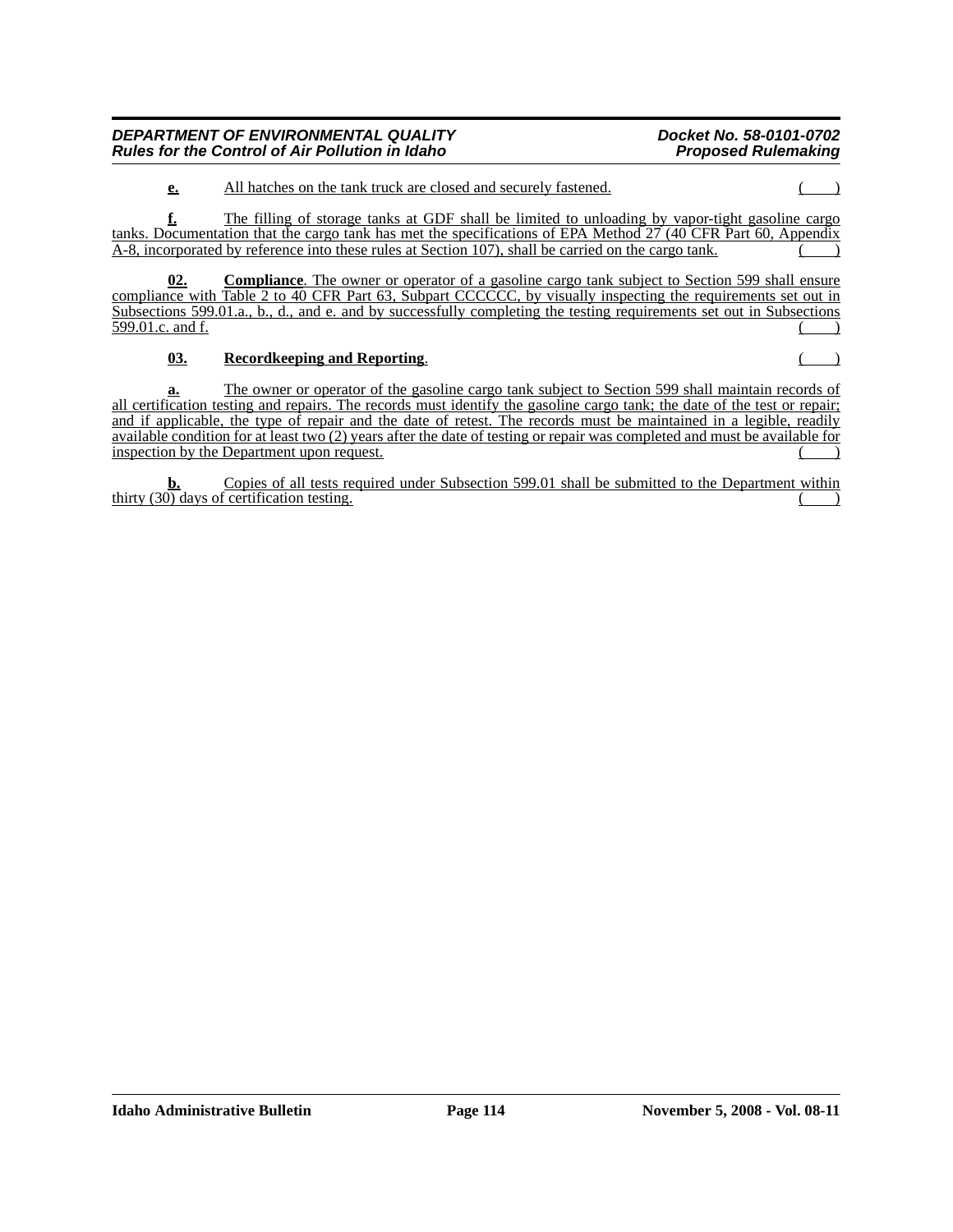**e.** All hatches on the tank truck are closed and securely fastened. ( )

**f.** The filling of storage tanks at GDF shall be limited to unloading by vapor-tight gasoline cargo tanks. Documentation that the cargo tank has met the specifications of EPA Method 27 (40 CFR Part 60, Appendix A-8, incorporated by reference into these rules at Section 107), shall be carried on the cargo tank. ( )

**02. Compliance**. The owner or operator of a gasoline cargo tank subject to Section 599 shall ensure compliance with Table 2 to 40 CFR Part 63, Subpart CCCCCC, by visually inspecting the requirements set out in Subsections 599.01.a., b., d., and e. and by successfully completing the testing requirements set out in Subsections 599.01.c. and f. ( )

**03. Recordkeeping and Reporting**. ( )

**a.** The owner or operator of the gasoline cargo tank subject to Section 599 shall maintain records of all certification testing and repairs. The records must identify the gasoline cargo tank; the date of the test or repair; and if applicable, the type of repair and the date of retest. The records must be maintained in a legible, readily available condition for at least two (2) years after the date of testing or repair was completed and must be available for inspection by the Department upon request. ( )

**b.** Copies of all tests required under Subsection 599.01 shall be submitted to the Department within thirty (30) days of certification testing. ( )